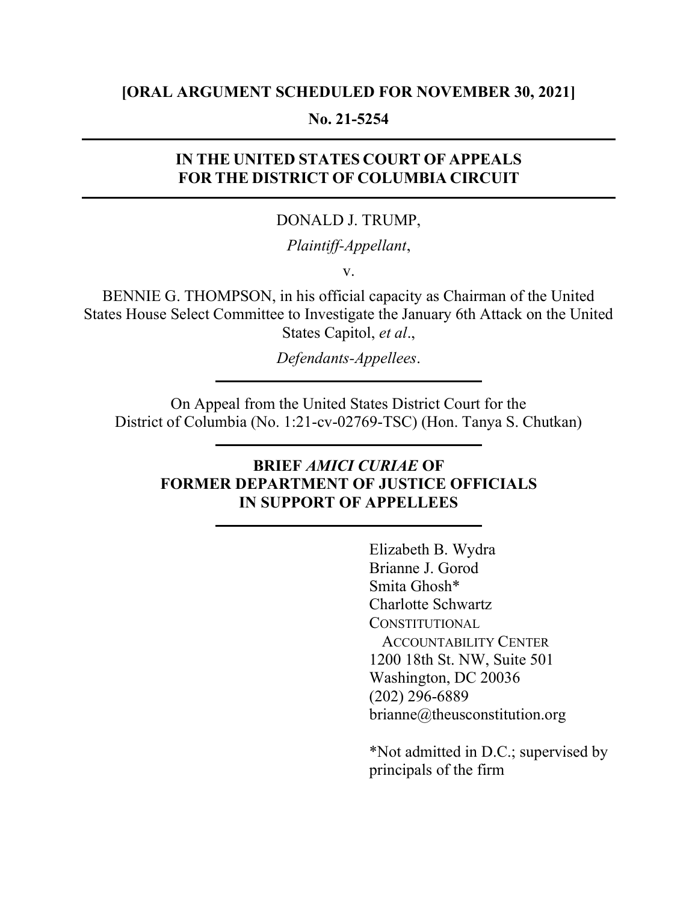**[ORAL ARGUMENT SCHEDULED FOR NOVEMBER 30, 2021]**

**No. 21-5254**

---

**IN THE UNITED STATES COURT OF APPEALS FOR THE DISTRICT OF COLUMBIA CIRCUIT**

---

DONALD J. TRUMP,

*Plaintiff-Appellant*,

v.

BENNIE G. THOMPSON, in his official capacity as Chairman of the United States House Select Committee to Investigate the January 6th Attack on the United States Capitol, *et al*.,

*Defendants-Appellees*.

---

On Appeal from the United States District Court for the District of Columbia (No. 1:21-cv-02769-TSC) (Hon. Tanya S. Chutkan)

---

**BRIEF *AMICI CURIAE* OF FORMER DEPARTMENT OF JUSTICE OFFICIALS IN SUPPORT OF APPELLEES**

---

Elizabeth B. Wydra
Brianne J. Gorod
Smita Ghosh*
Charlotte Schwartz
CONSTITUTIONAL ACCOUNTABILITY CENTER
1200 18th St. NW, Suite 501
Washington, DC 20036
(202) 296-6889
brianne@theusconstitution.org

*Not admitted in D.C.; supervised by principals of the firm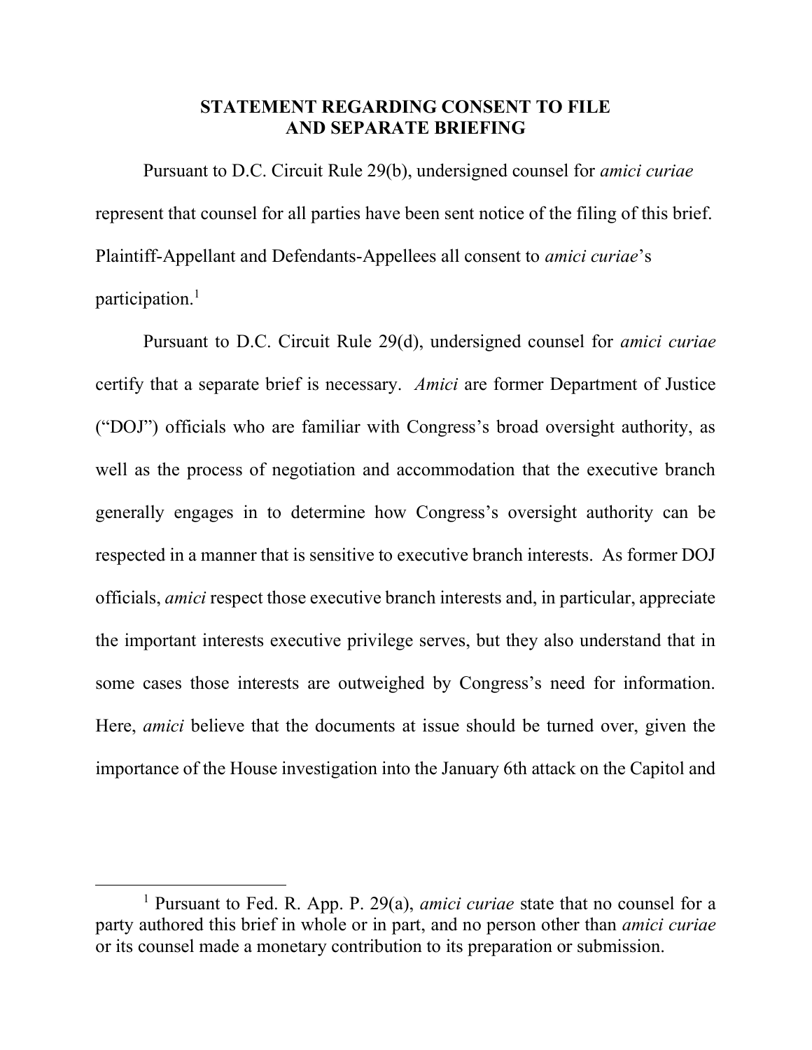## STATEMENT REGARDING CONSENT TO FILE AND SEPARATE BRIEFING

Pursuant to D.C. Circuit Rule 29(b), undersigned counsel for *amici curiae* represent that counsel for all parties have been sent notice of the filing of this brief. Plaintiff-Appellant and Defendants-Appellees all consent to *amici curiae*'s participation.[1]

Pursuant to D.C. Circuit Rule 29(d), undersigned counsel for *amici curiae* certify that a separate brief is necessary. *Amici* are former Department of Justice ("DOJ") officials who are familiar with Congress's broad oversight authority, as well as the process of negotiation and accommodation that the executive branch generally engages in to determine how Congress's oversight authority can be respected in a manner that is sensitive to executive branch interests. As former DOJ officials, *amici* respect those executive branch interests and, in particular, appreciate the important interests executive privilege serves, but they also understand that in some cases those interests are outweighed by Congress's need for information. Here, *amici* believe that the documents at issue should be turned over, given the importance of the House investigation into the January 6th attack on the Capitol and

[1] Pursuant to Fed. R. App. P. 29(a), *amici curiae* state that no counsel for a party authored this brief in whole or in part, and no person other than *amici curiae* or its counsel made a monetary contribution to its preparation or submission.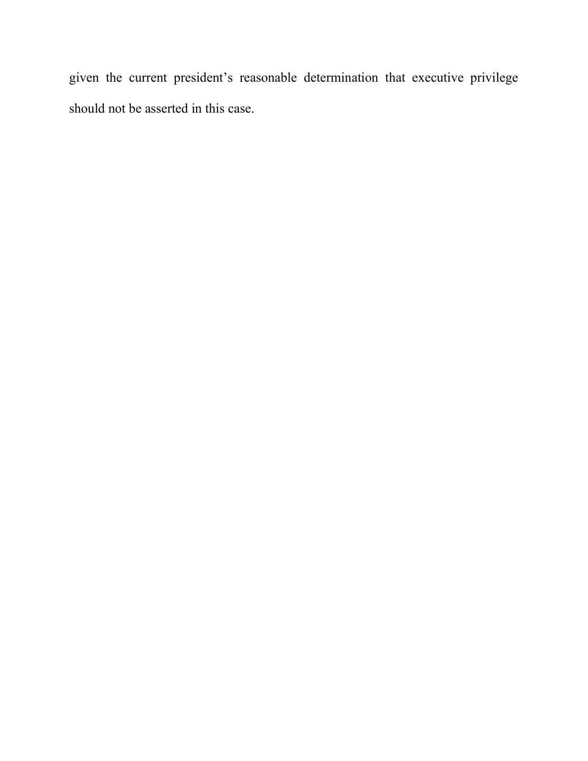given the current president's reasonable determination that executive privilege should not be asserted in this case.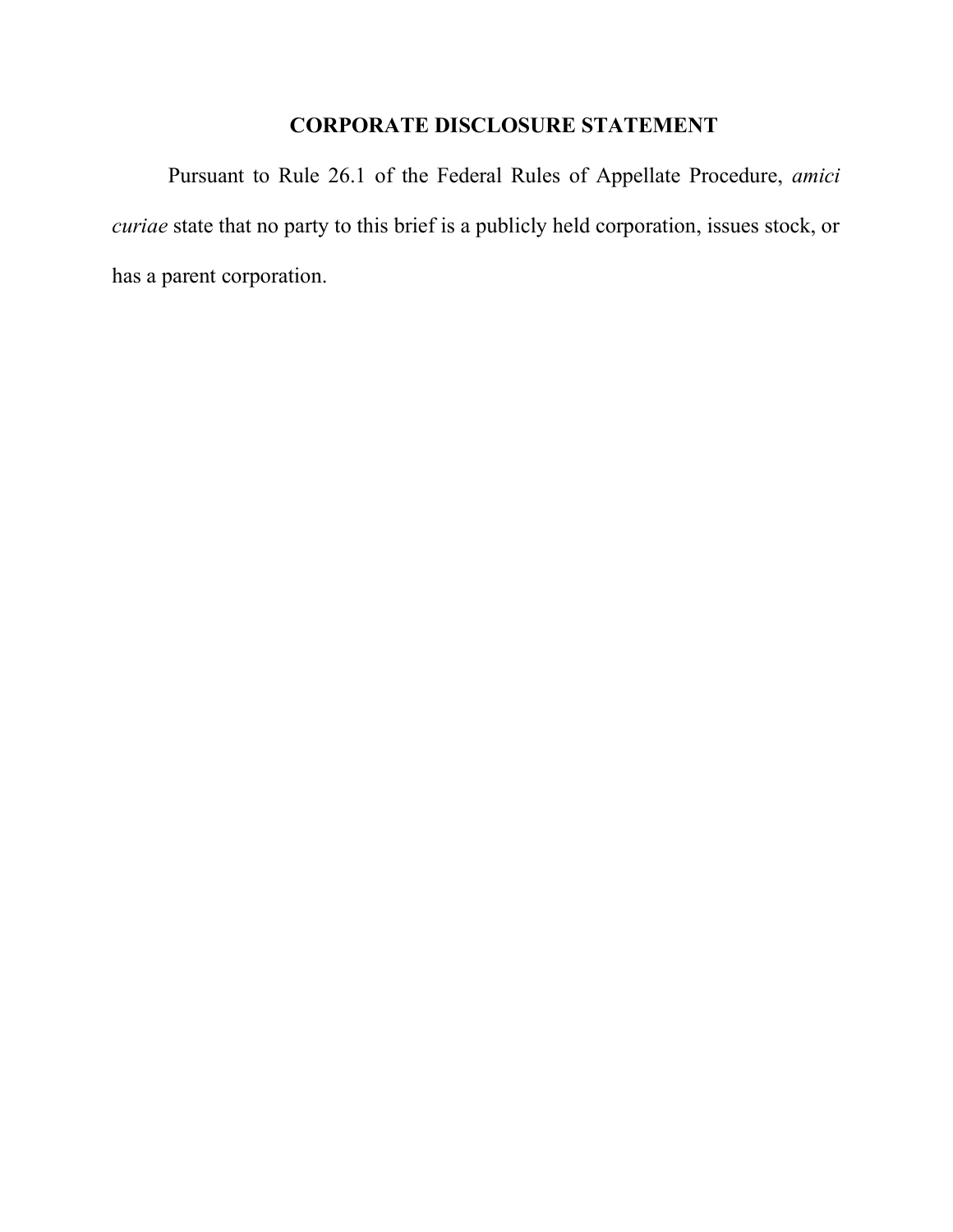## CORPORATE DISCLOSURE STATEMENT

Pursuant to Rule 26.1 of the Federal Rules of Appellate Procedure, *amici curiae* state that no party to this brief is a publicly held corporation, issues stock, or has a parent corporation.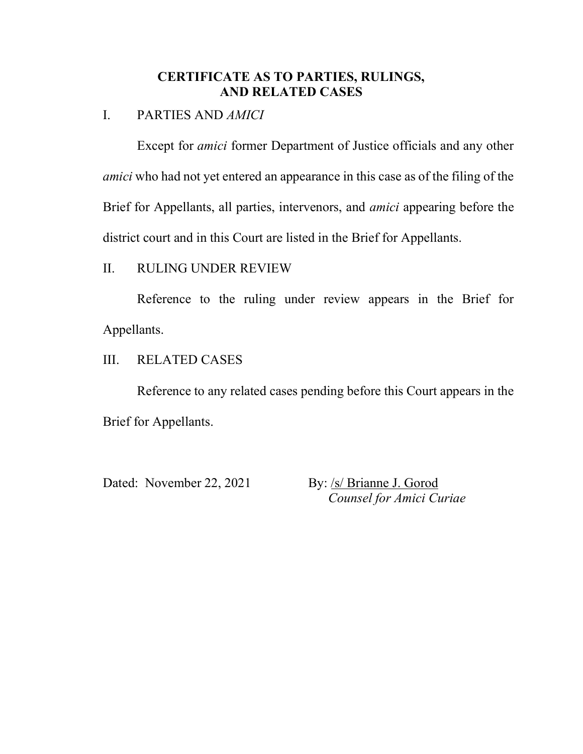# CERTIFICATE AS TO PARTIES, RULINGS, AND RELATED CASES

## I. PARTIES AND *AMICI*

Except for *amici* former Department of Justice officials and any other *amici* who had not yet entered an appearance in this case as of the filing of the Brief for Appellants, all parties, intervenors, and *amici* appearing before the district court and in this Court are listed in the Brief for Appellants.

## II. RULING UNDER REVIEW

Reference to the ruling under review appears in the Brief for Appellants.

## III. RELATED CASES

Reference to any related cases pending before this Court appears in the Brief for Appellants.

Dated: November 22, 2021

By: /s/ Brianne J. Gorod
*Counsel for Amici Curiae*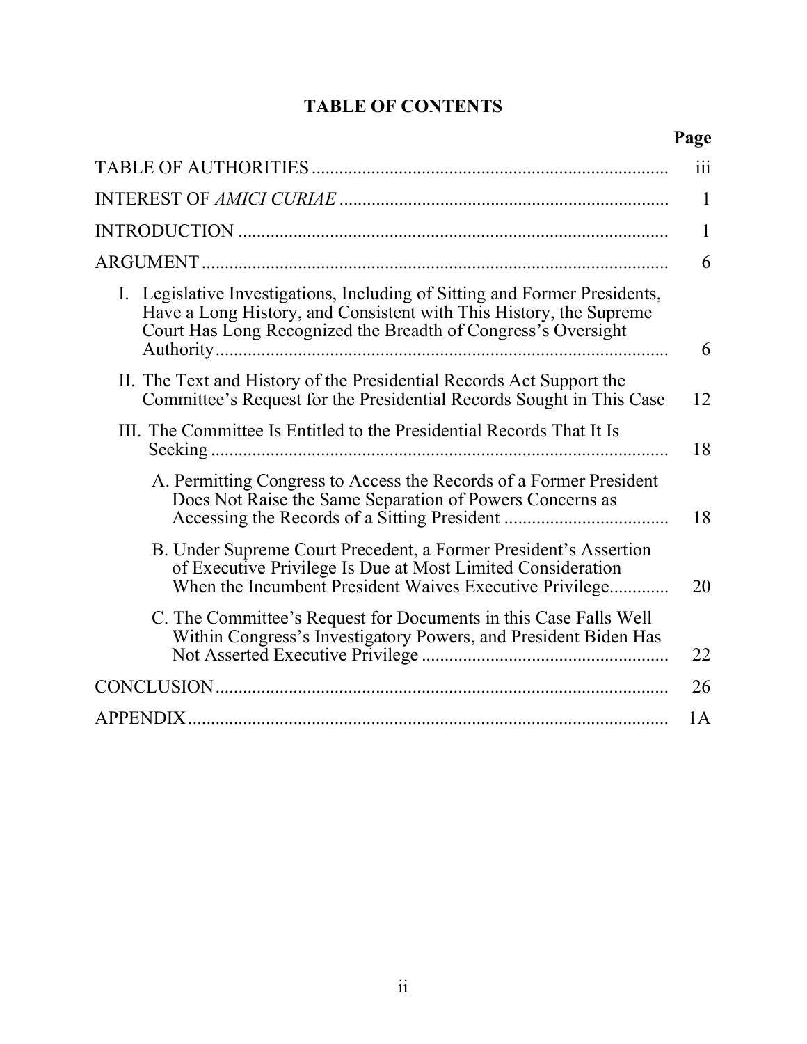# TABLE OF CONTENTS

| | Page |
|---|---|
| TABLE OF AUTHORITIES | iii |
| INTEREST OF *AMICI CURIAE* | 1 |
| INTRODUCTION | 1 |
| ARGUMENT | 6 |
| I. Legislative Investigations, Including of Sitting and Former Presidents, Have a Long History, and Consistent with This History, the Supreme Court Has Long Recognized the Breadth of Congress's Oversight Authority | 6 |
| II. The Text and History of the Presidential Records Act Support the Committee's Request for the Presidential Records Sought in This Case | 12 |
| III. The Committee Is Entitled to the Presidential Records That It Is Seeking | 18 |
| A. Permitting Congress to Access the Records of a Former President Does Not Raise the Same Separation of Powers Concerns as Accessing the Records of a Sitting President | 18 |
| B. Under Supreme Court Precedent, a Former President's Assertion of Executive Privilege Is Due at Most Limited Consideration When the Incumbent President Waives Executive Privilege | 20 |
| C. The Committee's Request for Documents in this Case Falls Well Within Congress's Investigatory Powers, and President Biden Has Not Asserted Executive Privilege | 22 |
| CONCLUSION | 26 |
| APPENDIX | 1A |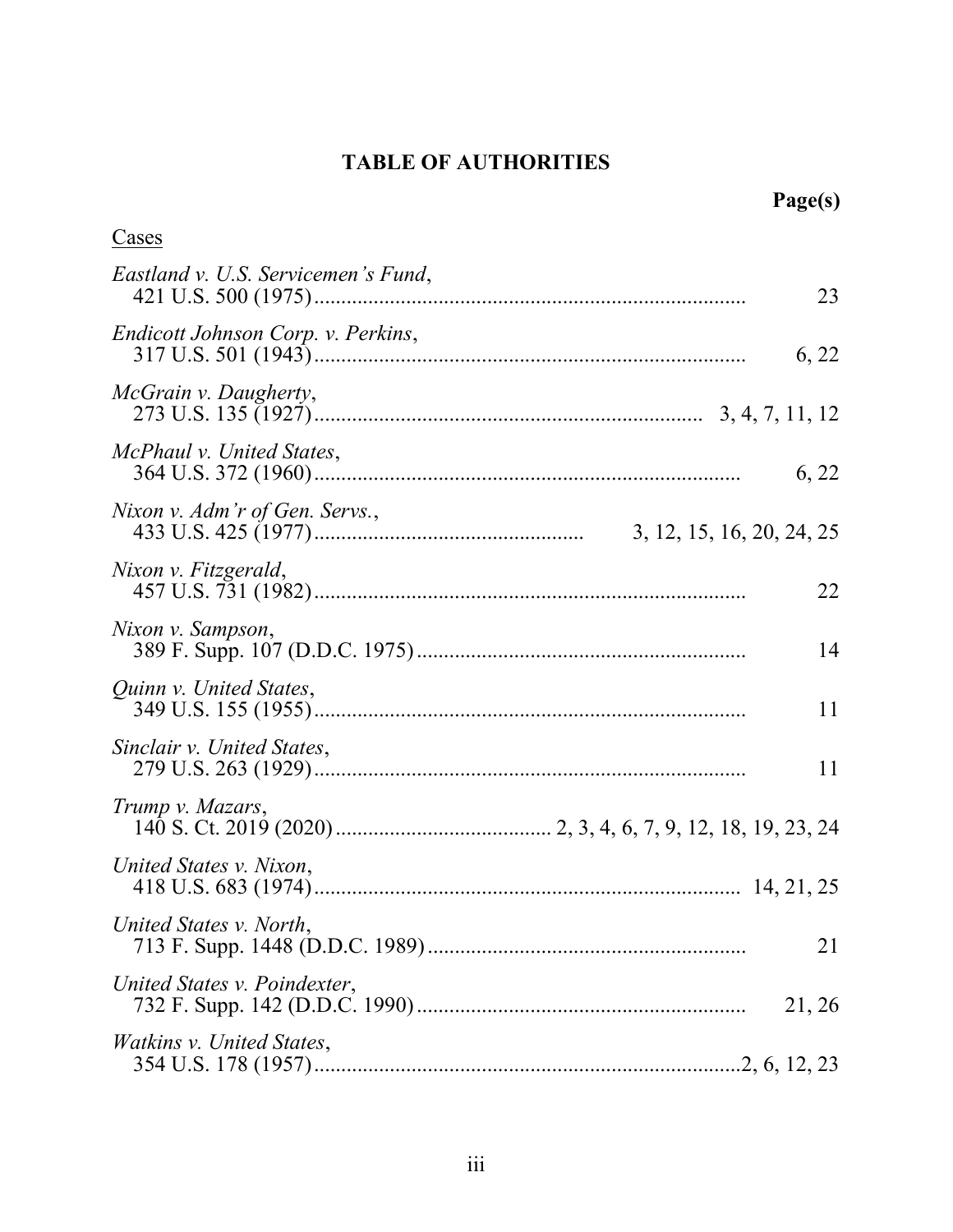# TABLE OF AUTHORITIES

**Page(s)**

Cases

*Eastland v. U.S. Servicemen's Fund*,
421 U.S. 500 (1975) ............................................................................... 23

*Endicott Johnson Corp. v. Perkins*,
317 U.S. 501 (1943) ............................................................................... 6, 22

*McGrain v. Daugherty*,
273 U.S. 135 (1927) ....................................................................... 3, 4, 7, 11, 12

*McPhaul v. United States*,
364 U.S. 372 (1960) ............................................................................... 6, 22

*Nixon v. Adm'r of Gen. Servs.*,
433 U.S. 425 (1977) ................................................. 3, 12, 15, 16, 20, 24, 25

*Nixon v. Fitzgerald*,
457 U.S. 731 (1982) ............................................................................... 22

*Nixon v. Sampson*,
389 F. Supp. 107 (D.D.C. 1975) ............................................................. 14

*Quinn v. United States*,
349 U.S. 155 (1955) ............................................................................... 11

*Sinclair v. United States*,
279 U.S. 263 (1929) ............................................................................... 11

*Trump v. Mazars*,
140 S. Ct. 2019 (2020) ........................................ 2, 3, 4, 6, 7, 9, 12, 18, 19, 23, 24

*United States v. Nixon*,
418 U.S. 683 (1974) ............................................................................... 14, 21, 25

*United States v. North*,
713 F. Supp. 1448 (D.D.C. 1989) ........................................................... 21

*United States v. Poindexter*,
732 F. Supp. 142 (D.D.C. 1990) ............................................................. 21, 26

*Watkins v. United States*,
354 U.S. 178 (1957) ...............................................................................2, 6, 12, 23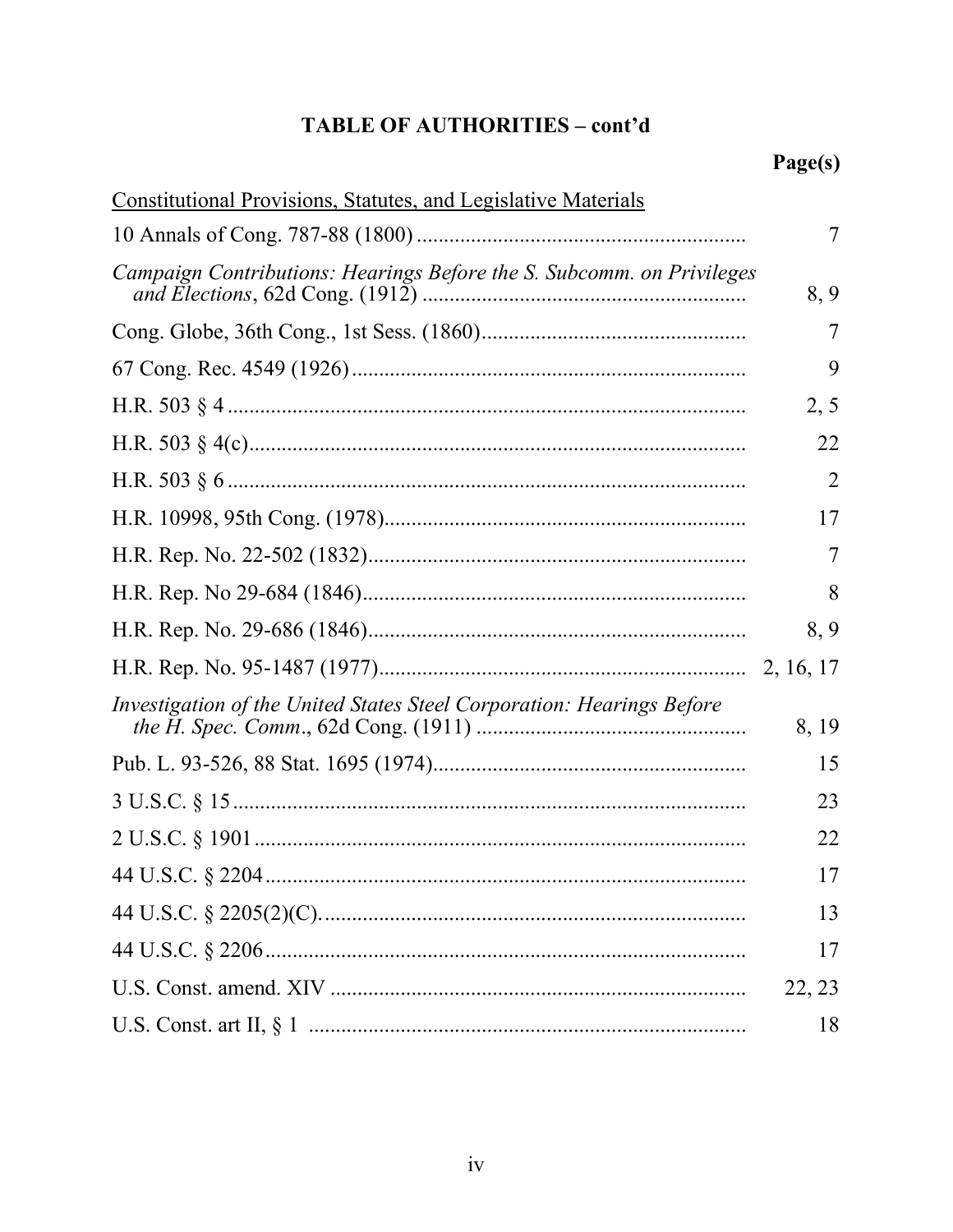## TABLE OF AUTHORITIES – cont'd

| | Page(s) |
|---|---|
| Constitutional Provisions, Statutes, and Legislative Materials | |
| 10 Annals of Cong. 787-88 (1800) | 7 |
| *Campaign Contributions: Hearings Before the S. Subcomm. on Privileges and Elections*, 62d Cong. (1912) | 8, 9 |
| Cong. Globe, 36th Cong., 1st Sess. (1860) | 7 |
| 67 Cong. Rec. 4549 (1926) | 9 |
| H.R. 503 § 4 | 2, 5 |
| H.R. 503 § 4(c) | 22 |
| H.R. 503 § 6 | 2 |
| H.R. 10998, 95th Cong. (1978) | 17 |
| H.R. Rep. No. 22-502 (1832) | 7 |
| H.R. Rep. No 29-684 (1846) | 8 |
| H.R. Rep. No. 29-686 (1846) | 8, 9 |
| H.R. Rep. No. 95-1487 (1977) | 2, 16, 17 |
| *Investigation of the United States Steel Corporation: Hearings Before the H. Spec. Comm.*, 62d Cong. (1911) | 8, 19 |
| Pub. L. 93-526, 88 Stat. 1695 (1974) | 15 |
| 3 U.S.C. § 15 | 23 |
| 2 U.S.C. § 1901 | 22 |
| 44 U.S.C. § 2204 | 17 |
| 44 U.S.C. § 2205(2)(C). | 13 |
| 44 U.S.C. § 2206 | 17 |
| U.S. Const. amend. XIV | 22, 23 |
| U.S. Const. art II, § 1 | 18 |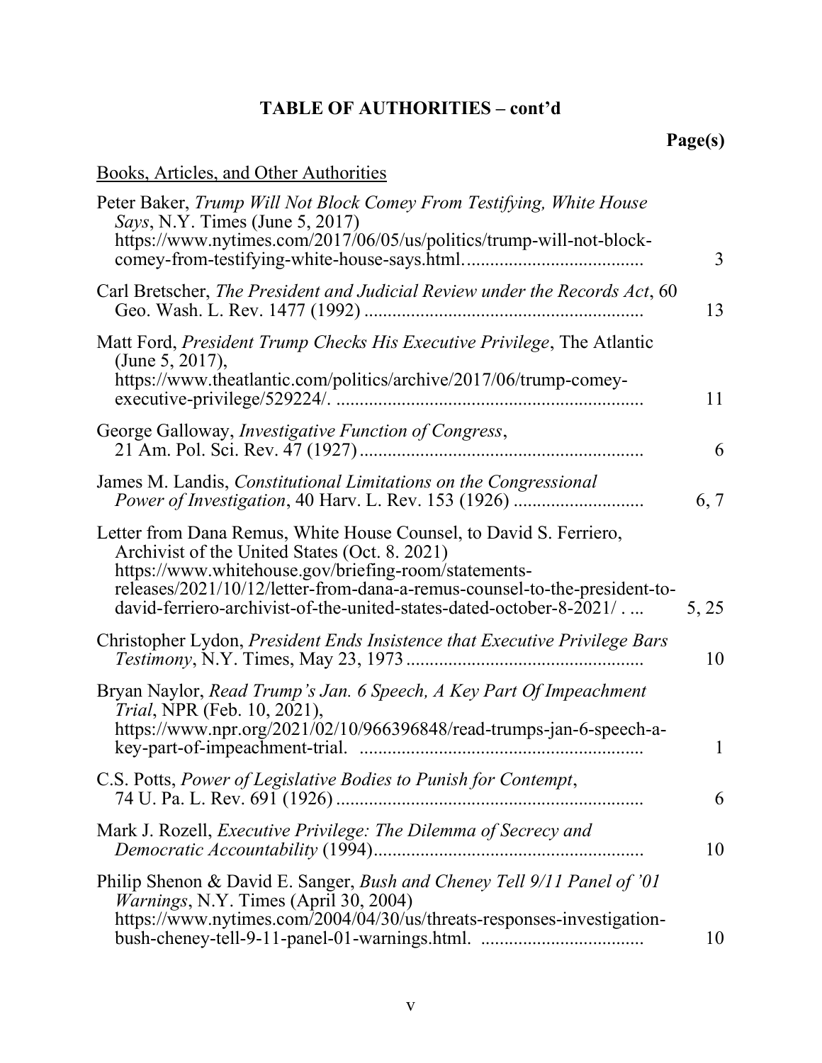## TABLE OF AUTHORITIES – cont'd

**Page(s)**

Books, Articles, and Other Authorities

Peter Baker, *Trump Will Not Block Comey From Testifying, White House Says*, N.Y. Times (June 5, 2017) https://www.nytimes.com/2017/06/05/us/politics/trump-will-not-block-comey-from-testifying-white-house-says.html. ..................................... 3

Carl Bretscher, *The President and Judicial Review under the Records Act*, 60 Geo. Wash. L. Rev. 1477 (1992) .......................................................... 13

Matt Ford, *President Trump Checks His Executive Privilege*, The Atlantic (June 5, 2017), https://www.theatlantic.com/politics/archive/2017/06/trump-comey-executive-privilege/529224/. ................................................................ 11

George Galloway, *Investigative Function of Congress*, 21 Am. Pol. Sci. Rev. 47 (1927) ........................................................... 6

James M. Landis, *Constitutional Limitations on the Congressional Power of Investigation*, 40 Harv. L. Rev. 153 (1926) ........................... 6, 7

Letter from Dana Remus, White House Counsel, to David S. Ferriero, Archivist of the United States (Oct. 8. 2021) https://www.whitehouse.gov/briefing-room/statements-releases/2021/10/12/letter-from-dana-a-remus-counsel-to-the-president-to-david-ferriero-archivist-of-the-united-states-dated-october-8-2021/ . ... 5, 25

Christopher Lydon, *President Ends Insistence that Executive Privilege Bars Testimony*, N.Y. Times, May 23, 1973 .................................................. 10

Bryan Naylor, *Read Trump's Jan. 6 Speech, A Key Part Of Impeachment Trial*, NPR (Feb. 10, 2021), https://www.npr.org/2021/02/10/966396848/read-trumps-jan-6-speech-a-key-part-of-impeachment-trial. ........................................................... 1

C.S. Potts, *Power of Legislative Bodies to Punish for Contempt*, 74 U. Pa. L. Rev. 691 (1926) ................................................................ 6

Mark J. Rozell, *Executive Privilege: The Dilemma of Secrecy and Democratic Accountability* (1994)......................................................... 10

Philip Shenon & David E. Sanger, *Bush and Cheney Tell 9/11 Panel of '01 Warnings*, N.Y. Times (April 30, 2004) https://www.nytimes.com/2004/04/30/us/threats-responses-investigation-bush-cheney-tell-9-11-panel-01-warnings.html. .................................. 10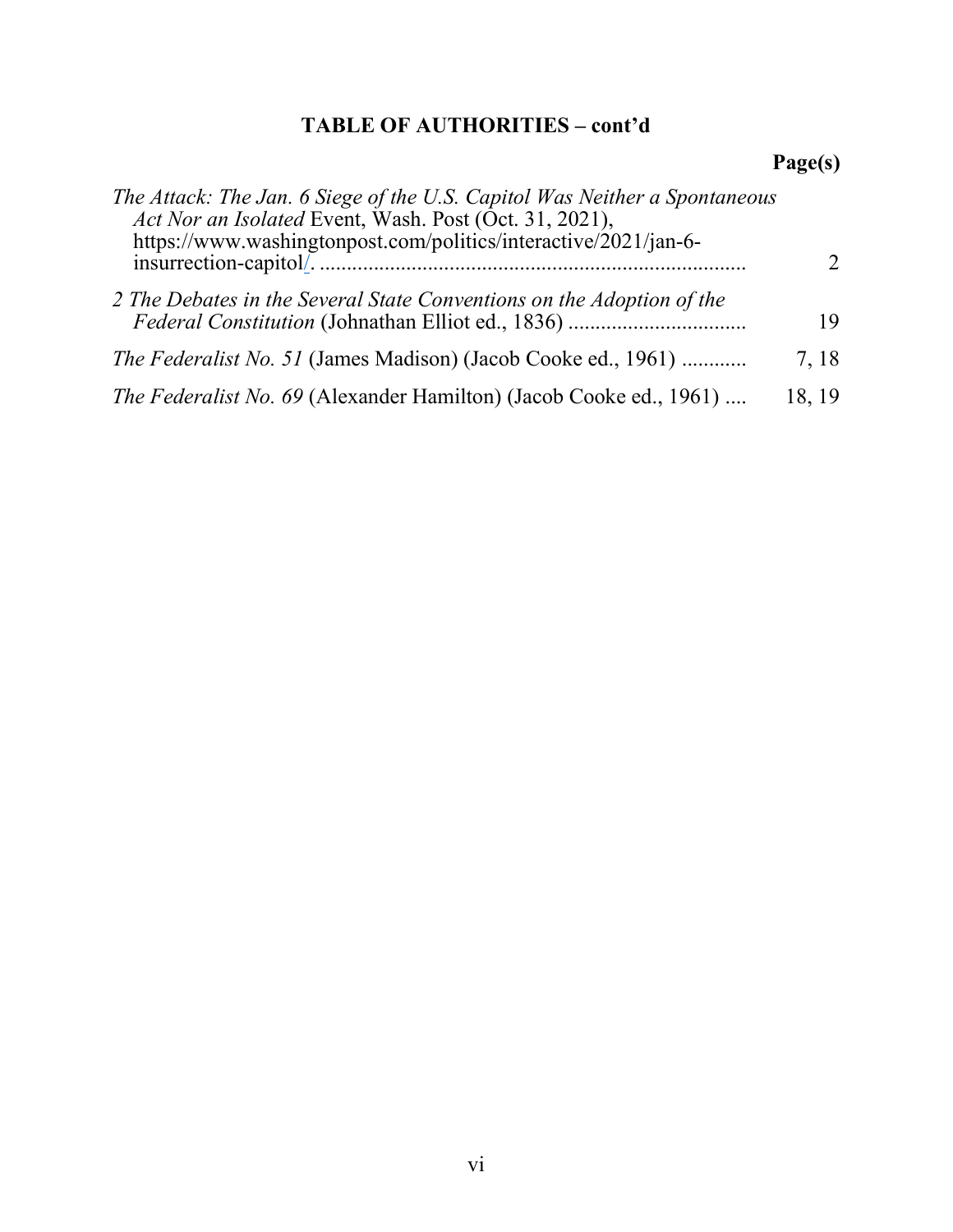## TABLE OF AUTHORITIES – cont'd

| | Page(s) |
|---|---|
| *The Attack: The Jan. 6 Siege of the U.S. Capitol Was Neither a Spontaneous Act Nor an Isolated* Event, Wash. Post (Oct. 31, 2021), https://www.washingtonpost.com/politics/interactive/2021/jan-6-insurrection-capitol/. | 2 |
| *2 The Debates in the Several State Conventions on the Adoption of the Federal Constitution* (Johnathan Elliot ed., 1836) | 19 |
| *The Federalist No. 51* (James Madison) (Jacob Cooke ed., 1961) | 7, 18 |
| *The Federalist No. 69* (Alexander Hamilton) (Jacob Cooke ed., 1961) | 18, 19 |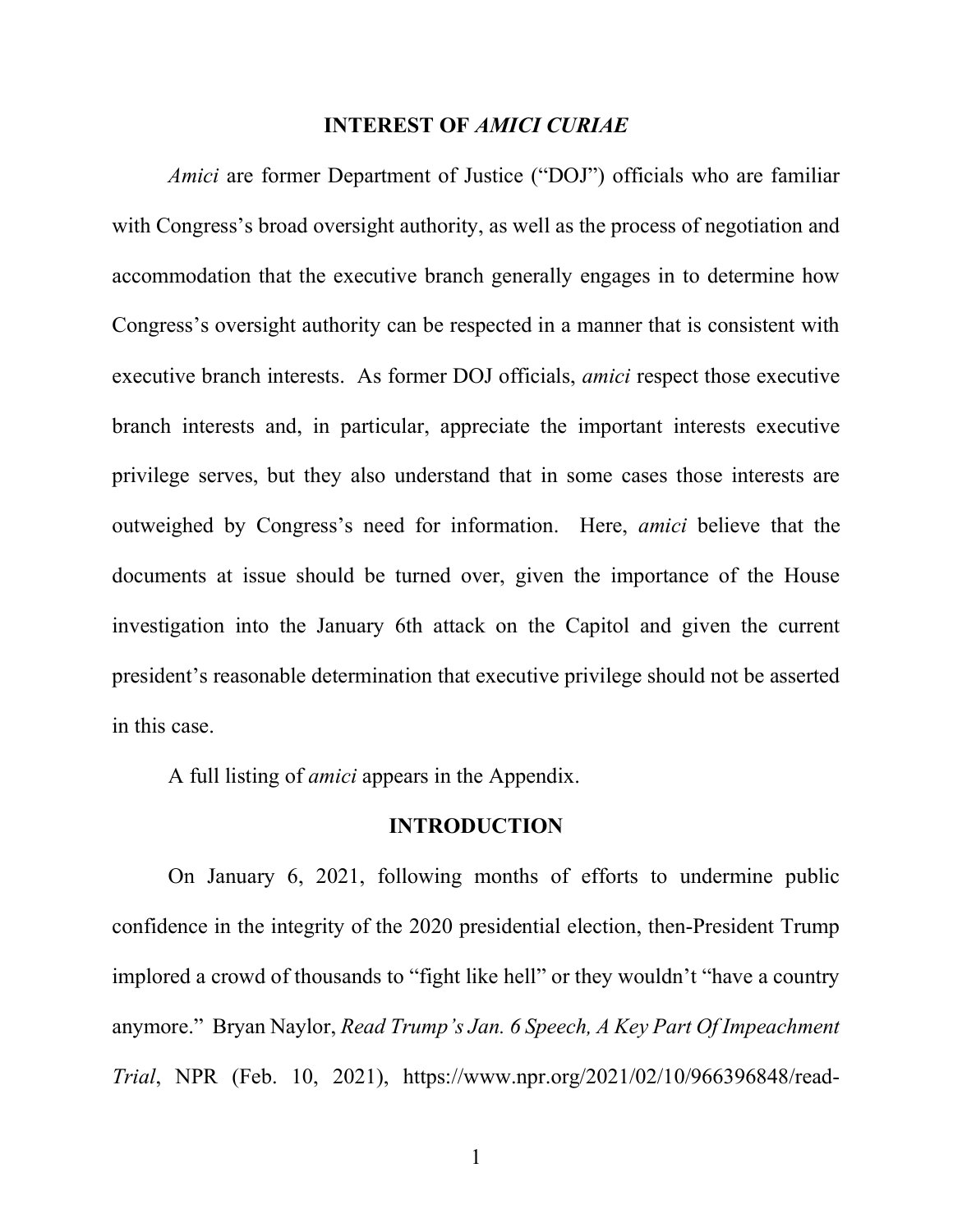## INTEREST OF *AMICI CURIAE*

*Amici* are former Department of Justice ("DOJ") officials who are familiar with Congress's broad oversight authority, as well as the process of negotiation and accommodation that the executive branch generally engages in to determine how Congress's oversight authority can be respected in a manner that is consistent with executive branch interests. As former DOJ officials, *amici* respect those executive branch interests and, in particular, appreciate the important interests executive privilege serves, but they also understand that in some cases those interests are outweighed by Congress's need for information. Here, *amici* believe that the documents at issue should be turned over, given the importance of the House investigation into the January 6th attack on the Capitol and given the current president's reasonable determination that executive privilege should not be asserted in this case.

A full listing of *amici* appears in the Appendix.

## INTRODUCTION

On January 6, 2021, following months of efforts to undermine public confidence in the integrity of the 2020 presidential election, then-President Trump implored a crowd of thousands to "fight like hell" or they wouldn't "have a country anymore." Bryan Naylor, *Read Trump's Jan. 6 Speech, A Key Part Of Impeachment Trial*, NPR (Feb. 10, 2021), https://www.npr.org/2021/02/10/966396848/read-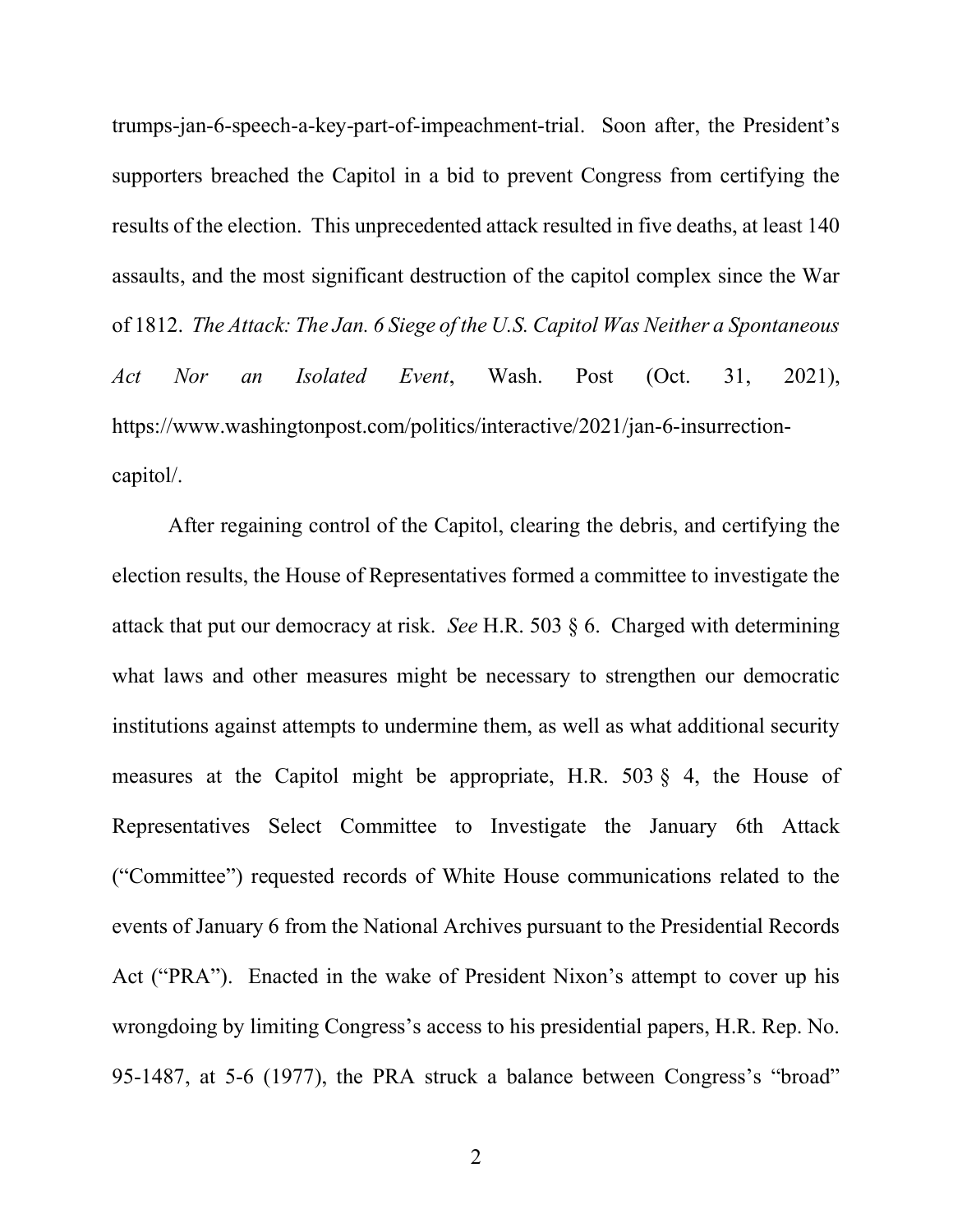trumps-jan-6-speech-a-key-part-of-impeachment-trial. Soon after, the President's supporters breached the Capitol in a bid to prevent Congress from certifying the results of the election. This unprecedented attack resulted in five deaths, at least 140 assaults, and the most significant destruction of the capitol complex since the War of 1812. *The Attack: The Jan. 6 Siege of the U.S. Capitol Was Neither a Spontaneous Act Nor an Isolated Event*, Wash. Post (Oct. 31, 2021), https://www.washingtonpost.com/politics/interactive/2021/jan-6-insurrection-capitol/.

After regaining control of the Capitol, clearing the debris, and certifying the election results, the House of Representatives formed a committee to investigate the attack that put our democracy at risk. *See* H.R. 503 § 6. Charged with determining what laws and other measures might be necessary to strengthen our democratic institutions against attempts to undermine them, as well as what additional security measures at the Capitol might be appropriate, H.R. 503 § 4, the House of Representatives Select Committee to Investigate the January 6th Attack ("Committee") requested records of White House communications related to the events of January 6 from the National Archives pursuant to the Presidential Records Act ("PRA"). Enacted in the wake of President Nixon's attempt to cover up his wrongdoing by limiting Congress's access to his presidential papers, H.R. Rep. No. 95-1487, at 5-6 (1977), the PRA struck a balance between Congress's "broad"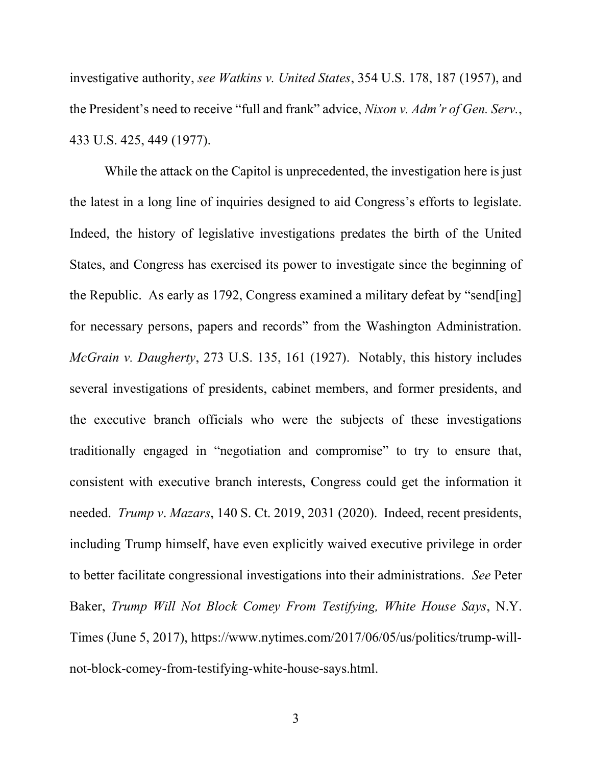investigative authority, *see Watkins v. United States*, 354 U.S. 178, 187 (1957), and the President's need to receive "full and frank" advice, *Nixon v. Adm'r of Gen. Serv.*, 433 U.S. 425, 449 (1977).

While the attack on the Capitol is unprecedented, the investigation here is just the latest in a long line of inquiries designed to aid Congress's efforts to legislate. Indeed, the history of legislative investigations predates the birth of the United States, and Congress has exercised its power to investigate since the beginning of the Republic. As early as 1792, Congress examined a military defeat by "send[ing] for necessary persons, papers and records" from the Washington Administration. *McGrain v. Daugherty*, 273 U.S. 135, 161 (1927). Notably, this history includes several investigations of presidents, cabinet members, and former presidents, and the executive branch officials who were the subjects of these investigations traditionally engaged in "negotiation and compromise" to try to ensure that, consistent with executive branch interests, Congress could get the information it needed. *Trump v. Mazars*, 140 S. Ct. 2019, 2031 (2020). Indeed, recent presidents, including Trump himself, have even explicitly waived executive privilege in order to better facilitate congressional investigations into their administrations. *See* Peter Baker, *Trump Will Not Block Comey From Testifying, White House Says*, N.Y. Times (June 5, 2017), https://www.nytimes.com/2017/06/05/us/politics/trump-will-not-block-comey-from-testifying-white-house-says.html.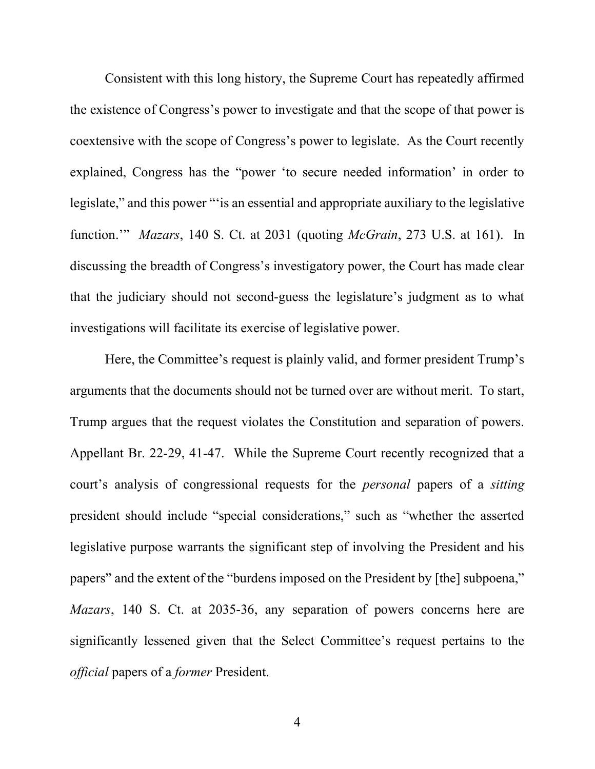Consistent with this long history, the Supreme Court has repeatedly affirmed the existence of Congress's power to investigate and that the scope of that power is coextensive with the scope of Congress's power to legislate. As the Court recently explained, Congress has the "power 'to secure needed information' in order to legislate," and this power "'is an essential and appropriate auxiliary to the legislative function.'" *Mazars*, 140 S. Ct. at 2031 (quoting *McGrain*, 273 U.S. at 161). In discussing the breadth of Congress's investigatory power, the Court has made clear that the judiciary should not second-guess the legislature's judgment as to what investigations will facilitate its exercise of legislative power.

Here, the Committee's request is plainly valid, and former president Trump's arguments that the documents should not be turned over are without merit. To start, Trump argues that the request violates the Constitution and separation of powers. Appellant Br. 22-29, 41-47. While the Supreme Court recently recognized that a court's analysis of congressional requests for the *personal* papers of a *sitting* president should include "special considerations," such as "whether the asserted legislative purpose warrants the significant step of involving the President and his papers" and the extent of the "burdens imposed on the President by [the] subpoena," *Mazars*, 140 S. Ct. at 2035-36, any separation of powers concerns here are significantly lessened given that the Select Committee's request pertains to the *official* papers of a *former* President.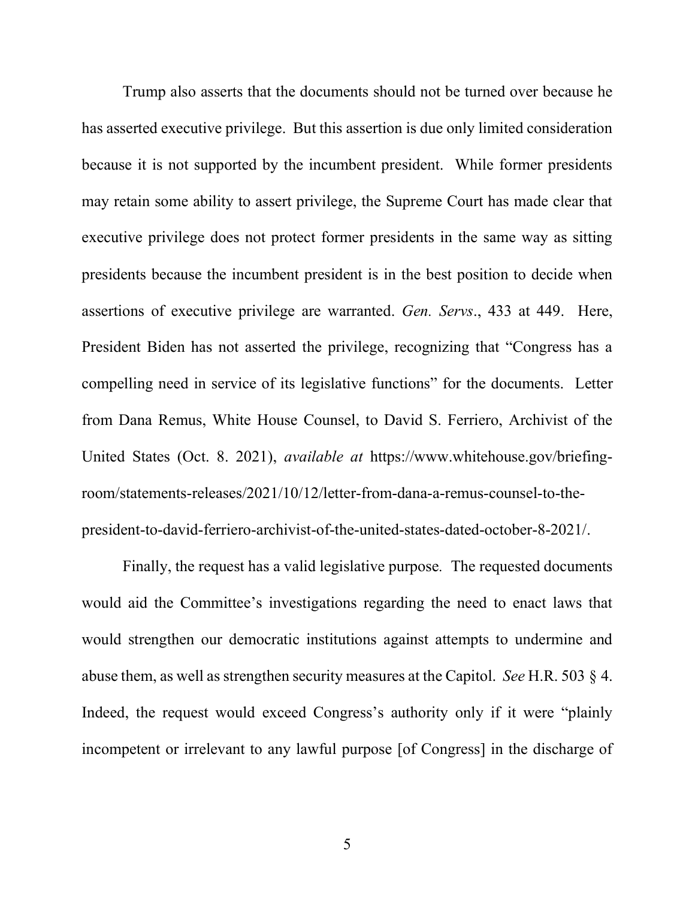Trump also asserts that the documents should not be turned over because he has asserted executive privilege. But this assertion is due only limited consideration because it is not supported by the incumbent president. While former presidents may retain some ability to assert privilege, the Supreme Court has made clear that executive privilege does not protect former presidents in the same way as sitting presidents because the incumbent president is in the best position to decide when assertions of executive privilege are warranted. *Gen. Servs*., 433 at 449. Here, President Biden has not asserted the privilege, recognizing that "Congress has a compelling need in service of its legislative functions" for the documents. Letter from Dana Remus, White House Counsel, to David S. Ferriero, Archivist of the United States (Oct. 8. 2021), *available at* https://www.whitehouse.gov/briefing-room/statements-releases/2021/10/12/letter-from-dana-a-remus-counsel-to-the-president-to-david-ferriero-archivist-of-the-united-states-dated-october-8-2021/.

Finally, the request has a valid legislative purpose. The requested documents would aid the Committee's investigations regarding the need to enact laws that would strengthen our democratic institutions against attempts to undermine and abuse them, as well as strengthen security measures at the Capitol. *See* H.R. 503 § 4. Indeed, the request would exceed Congress's authority only if it were "plainly incompetent or irrelevant to any lawful purpose [of Congress] in the discharge of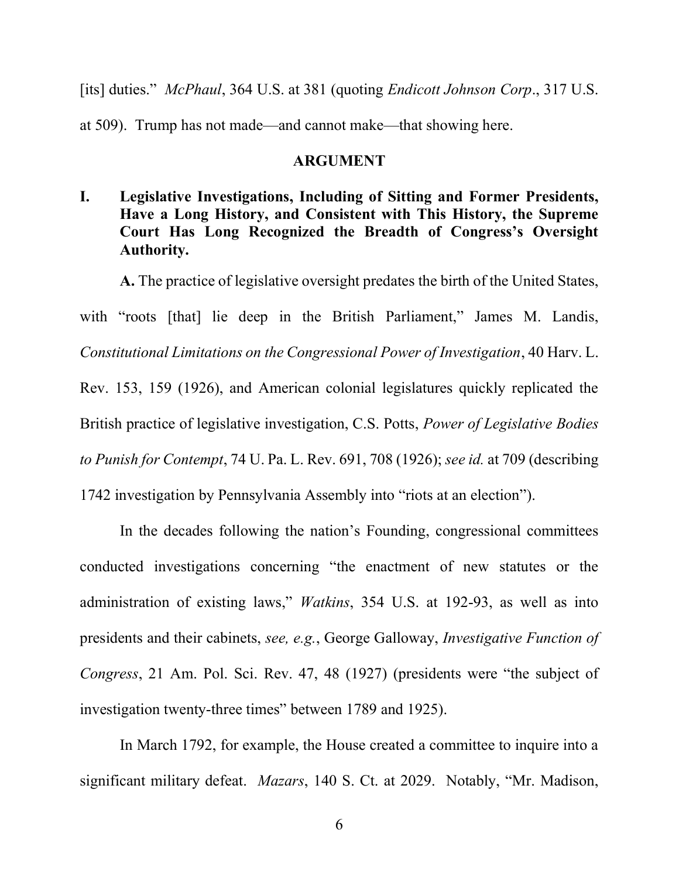[its] duties." *McPhaul*, 364 U.S. at 381 (quoting *Endicott Johnson Corp*., 317 U.S. at 509). Trump has not made—and cannot make—that showing here.

## ARGUMENT

### I. Legislative Investigations, Including of Sitting and Former Presidents, Have a Long History, and Consistent with This History, the Supreme Court Has Long Recognized the Breadth of Congress's Oversight Authority.

**A.** The practice of legislative oversight predates the birth of the United States, with "roots [that] lie deep in the British Parliament," James M. Landis, *Constitutional Limitations on the Congressional Power of Investigation*, 40 Harv. L. Rev. 153, 159 (1926), and American colonial legislatures quickly replicated the British practice of legislative investigation, C.S. Potts, *Power of Legislative Bodies to Punish for Contempt*, 74 U. Pa. L. Rev. 691, 708 (1926); *see id.* at 709 (describing 1742 investigation by Pennsylvania Assembly into "riots at an election").

In the decades following the nation's Founding, congressional committees conducted investigations concerning "the enactment of new statutes or the administration of existing laws," *Watkins*, 354 U.S. at 192-93, as well as into presidents and their cabinets, *see, e.g.*, George Galloway, *Investigative Function of Congress*, 21 Am. Pol. Sci. Rev. 47, 48 (1927) (presidents were "the subject of investigation twenty-three times" between 1789 and 1925).

In March 1792, for example, the House created a committee to inquire into a significant military defeat. *Mazars*, 140 S. Ct. at 2029. Notably, "Mr. Madison,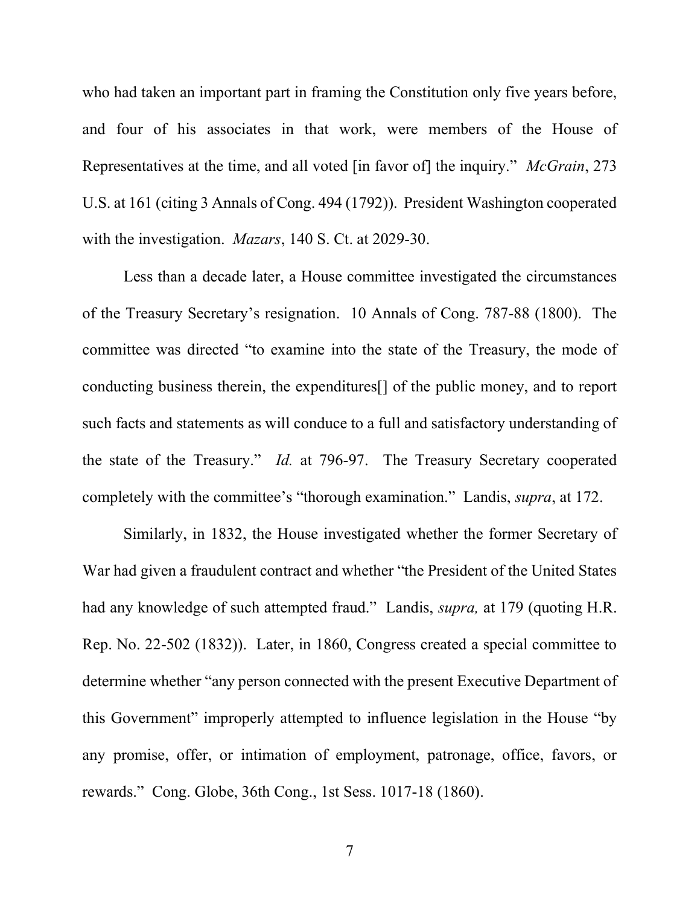who had taken an important part in framing the Constitution only five years before, and four of his associates in that work, were members of the House of Representatives at the time, and all voted [in favor of] the inquiry." *McGrain*, 273 U.S. at 161 (citing 3 Annals of Cong. 494 (1792)). President Washington cooperated with the investigation. *Mazars*, 140 S. Ct. at 2029-30.

Less than a decade later, a House committee investigated the circumstances of the Treasury Secretary's resignation. 10 Annals of Cong. 787-88 (1800). The committee was directed "to examine into the state of the Treasury, the mode of conducting business therein, the expenditures[] of the public money, and to report such facts and statements as will conduce to a full and satisfactory understanding of the state of the Treasury." *Id.* at 796-97. The Treasury Secretary cooperated completely with the committee's "thorough examination." Landis, *supra*, at 172.

Similarly, in 1832, the House investigated whether the former Secretary of War had given a fraudulent contract and whether "the President of the United States had any knowledge of such attempted fraud." Landis, *supra,* at 179 (quoting H.R. Rep. No. 22-502 (1832)). Later, in 1860, Congress created a special committee to determine whether "any person connected with the present Executive Department of this Government" improperly attempted to influence legislation in the House "by any promise, offer, or intimation of employment, patronage, office, favors, or rewards." Cong. Globe, 36th Cong., 1st Sess. 1017-18 (1860).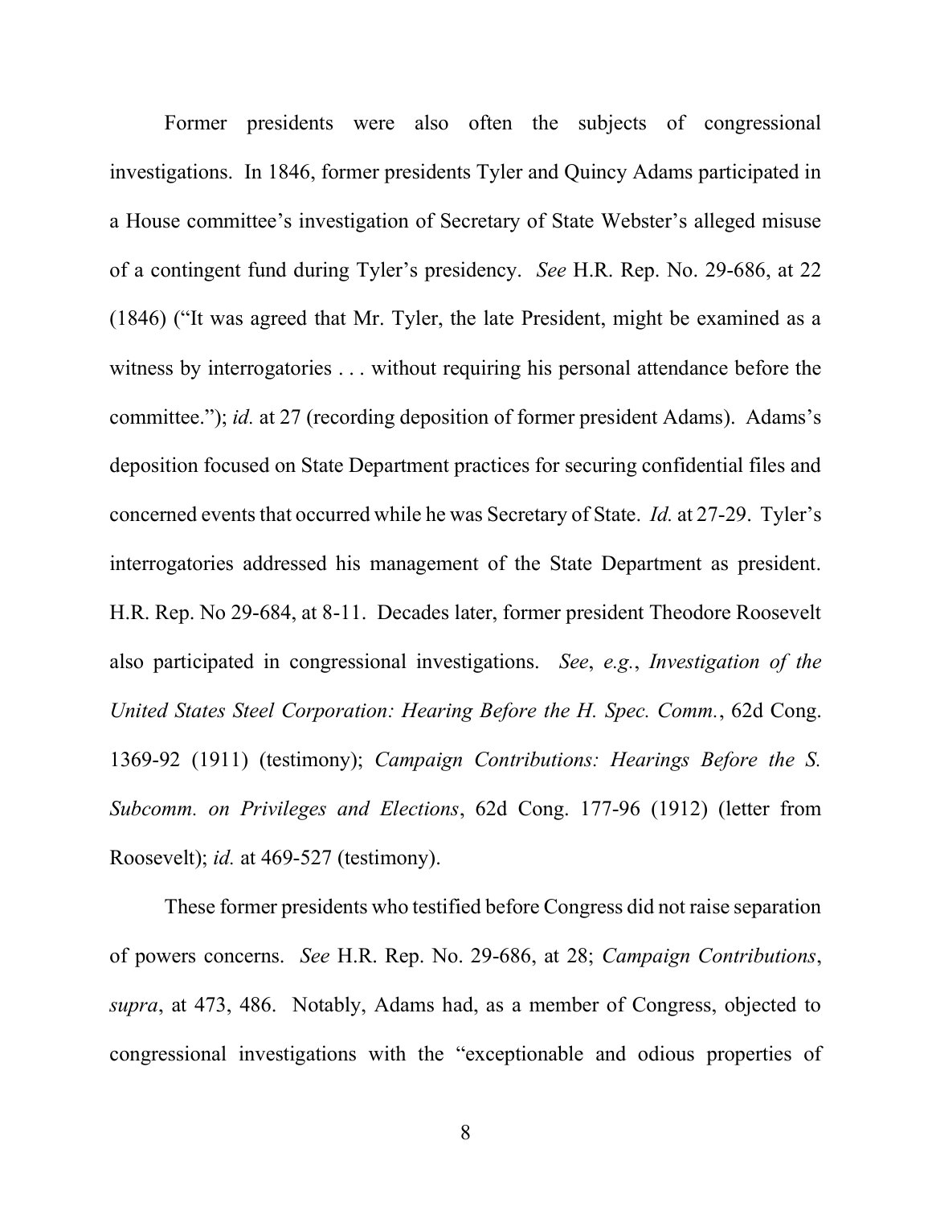Former presidents were also often the subjects of congressional investigations. In 1846, former presidents Tyler and Quincy Adams participated in a House committee's investigation of Secretary of State Webster's alleged misuse of a contingent fund during Tyler's presidency. *See* H.R. Rep. No. 29-686, at 22 (1846) ("It was agreed that Mr. Tyler, the late President, might be examined as a witness by interrogatories . . . without requiring his personal attendance before the committee."); *id.* at 27 (recording deposition of former president Adams). Adams's deposition focused on State Department practices for securing confidential files and concerned events that occurred while he was Secretary of State. *Id.* at 27-29. Tyler's interrogatories addressed his management of the State Department as president. H.R. Rep. No 29-684, at 8-11. Decades later, former president Theodore Roosevelt also participated in congressional investigations. *See*, *e.g.*, *Investigation of the United States Steel Corporation: Hearing Before the H. Spec. Comm.*, 62d Cong. 1369-92 (1911) (testimony); *Campaign Contributions: Hearings Before the S. Subcomm. on Privileges and Elections*, 62d Cong. 177-96 (1912) (letter from Roosevelt); *id.* at 469-527 (testimony).

These former presidents who testified before Congress did not raise separation of powers concerns. *See* H.R. Rep. No. 29-686, at 28; *Campaign Contributions*, *supra*, at 473, 486. Notably, Adams had, as a member of Congress, objected to congressional investigations with the "exceptionable and odious properties of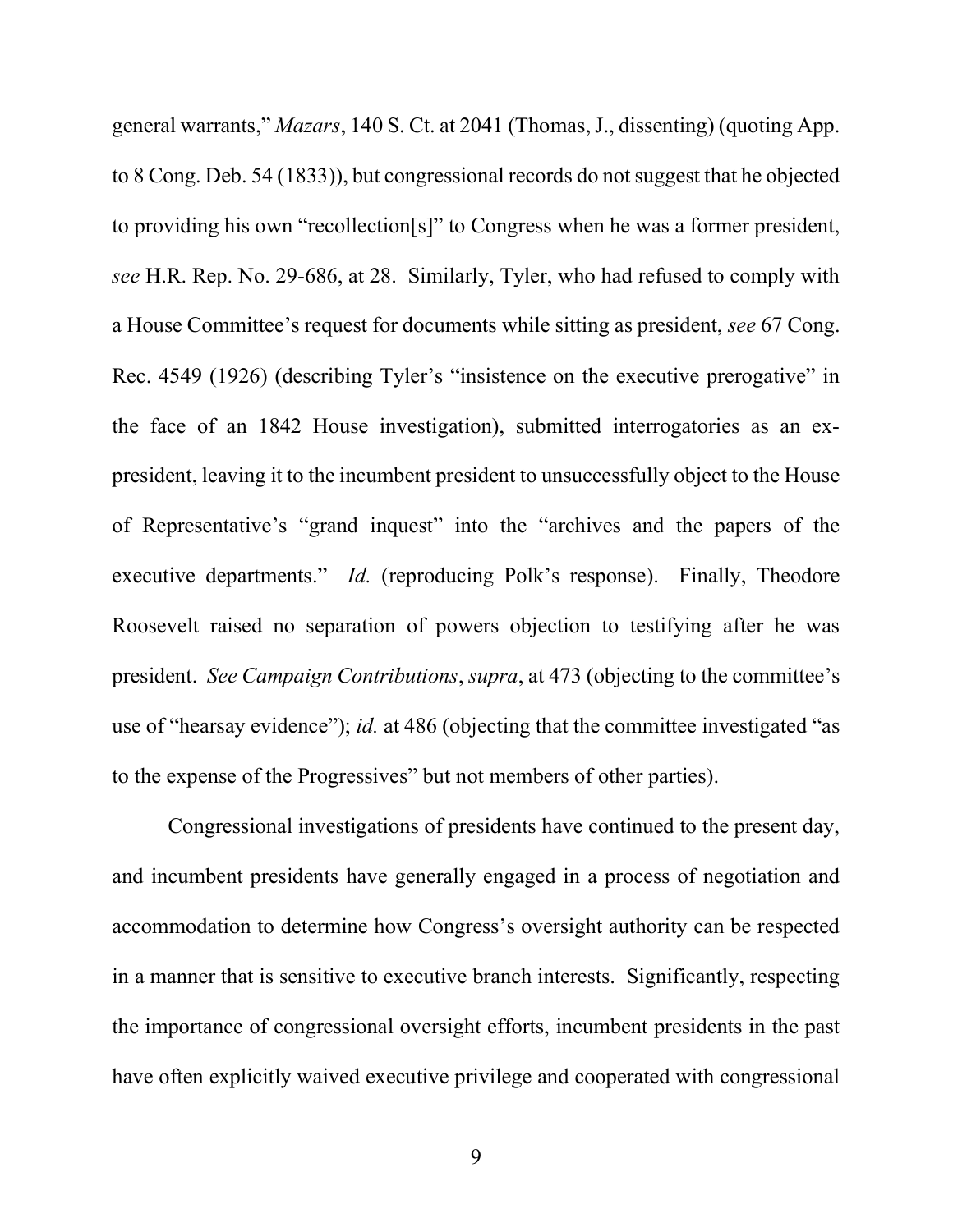general warrants," *Mazars*, 140 S. Ct. at 2041 (Thomas, J., dissenting) (quoting App. to 8 Cong. Deb. 54 (1833)), but congressional records do not suggest that he objected to providing his own "recollection[s]" to Congress when he was a former president, *see* H.R. Rep. No. 29-686, at 28. Similarly, Tyler, who had refused to comply with a House Committee's request for documents while sitting as president, *see* 67 Cong. Rec. 4549 (1926) (describing Tyler's "insistence on the executive prerogative" in the face of an 1842 House investigation), submitted interrogatories as an ex-president, leaving it to the incumbent president to unsuccessfully object to the House of Representative's "grand inquest" into the "archives and the papers of the executive departments." *Id.* (reproducing Polk's response). Finally, Theodore Roosevelt raised no separation of powers objection to testifying after he was president. *See Campaign Contributions*, *supra*, at 473 (objecting to the committee's use of "hearsay evidence"); *id.* at 486 (objecting that the committee investigated "as to the expense of the Progressives" but not members of other parties).

Congressional investigations of presidents have continued to the present day, and incumbent presidents have generally engaged in a process of negotiation and accommodation to determine how Congress's oversight authority can be respected in a manner that is sensitive to executive branch interests. Significantly, respecting the importance of congressional oversight efforts, incumbent presidents in the past have often explicitly waived executive privilege and cooperated with congressional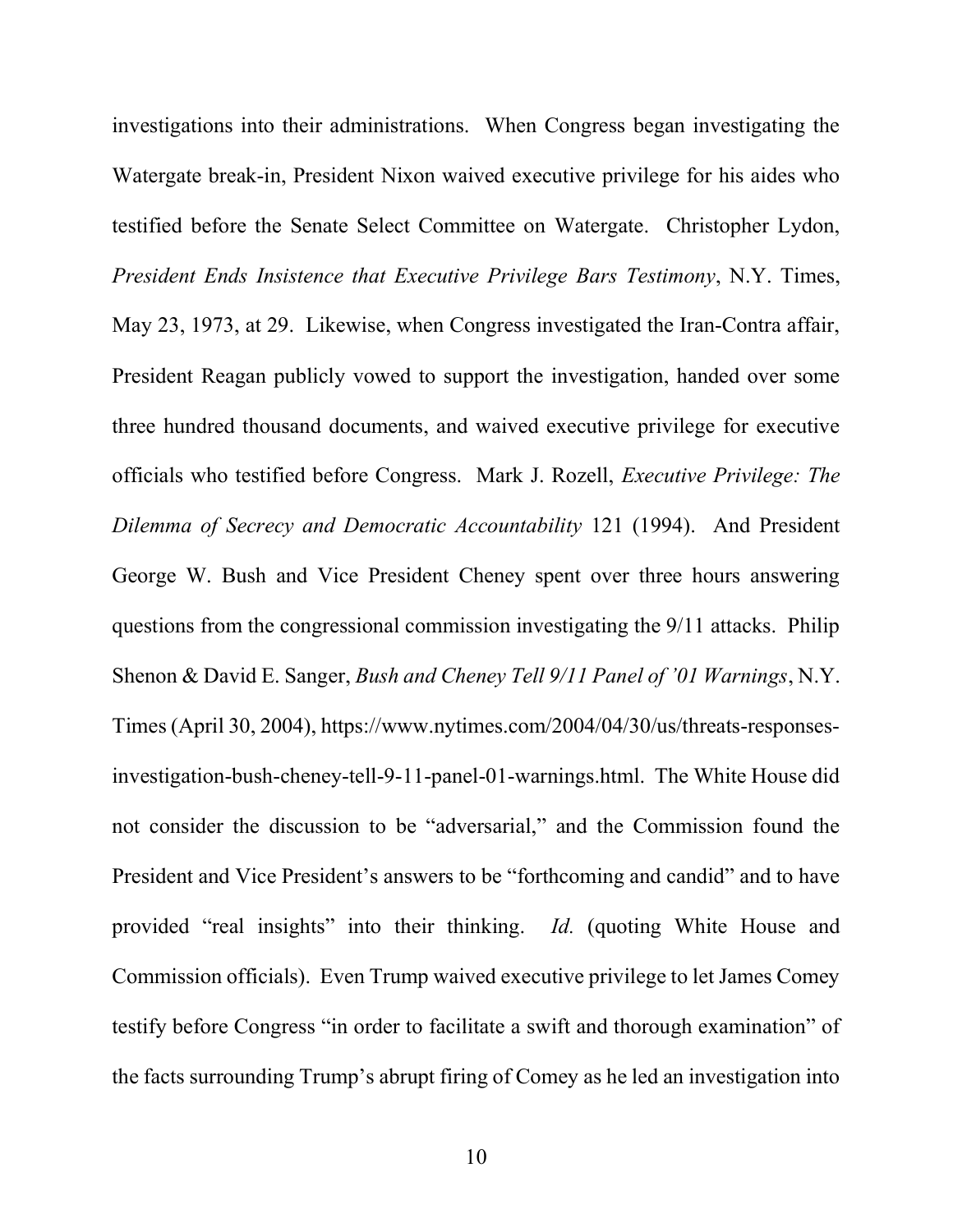investigations into their administrations. When Congress began investigating the Watergate break-in, President Nixon waived executive privilege for his aides who testified before the Senate Select Committee on Watergate. Christopher Lydon, *President Ends Insistence that Executive Privilege Bars Testimony*, N.Y. Times, May 23, 1973, at 29. Likewise, when Congress investigated the Iran-Contra affair, President Reagan publicly vowed to support the investigation, handed over some three hundred thousand documents, and waived executive privilege for executive officials who testified before Congress. Mark J. Rozell, *Executive Privilege: The Dilemma of Secrecy and Democratic Accountability* 121 (1994). And President George W. Bush and Vice President Cheney spent over three hours answering questions from the congressional commission investigating the 9/11 attacks. Philip Shenon & David E. Sanger, *Bush and Cheney Tell 9/11 Panel of '01 Warnings*, N.Y. Times (April 30, 2004), https://www.nytimes.com/2004/04/30/us/threats-responses-investigation-bush-cheney-tell-9-11-panel-01-warnings.html. The White House did not consider the discussion to be "adversarial," and the Commission found the President and Vice President's answers to be "forthcoming and candid" and to have provided "real insights" into their thinking. *Id.* (quoting White House and Commission officials). Even Trump waived executive privilege to let James Comey testify before Congress "in order to facilitate a swift and thorough examination" of the facts surrounding Trump's abrupt firing of Comey as he led an investigation into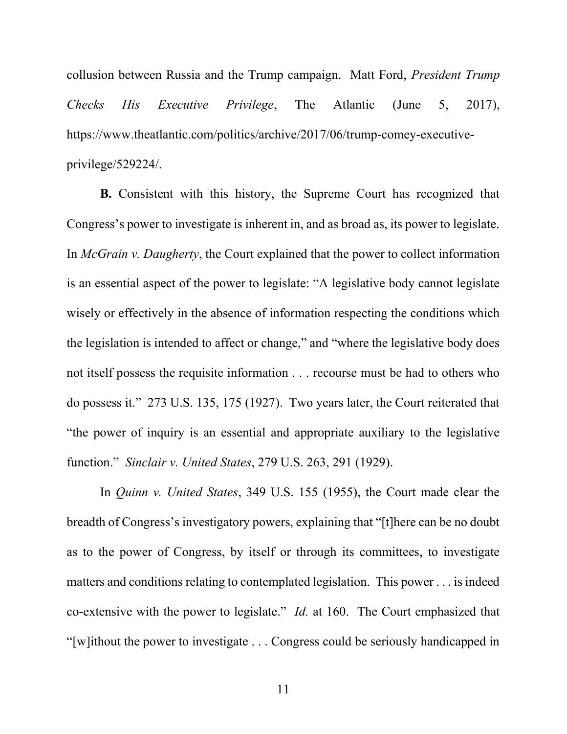collusion between Russia and the Trump campaign. Matt Ford, *President Trump Checks His Executive Privilege*, The Atlantic (June 5, 2017), https://www.theatlantic.com/politics/archive/2017/06/trump-comey-executive-privilege/529224/.

**B.** Consistent with this history, the Supreme Court has recognized that Congress's power to investigate is inherent in, and as broad as, its power to legislate. In *McGrain v. Daugherty*, the Court explained that the power to collect information is an essential aspect of the power to legislate: "A legislative body cannot legislate wisely or effectively in the absence of information respecting the conditions which the legislation is intended to affect or change," and "where the legislative body does not itself possess the requisite information . . . recourse must be had to others who do possess it." 273 U.S. 135, 175 (1927). Two years later, the Court reiterated that "the power of inquiry is an essential and appropriate auxiliary to the legislative function." *Sinclair v. United States*, 279 U.S. 263, 291 (1929).

In *Quinn v. United States*, 349 U.S. 155 (1955), the Court made clear the breadth of Congress's investigatory powers, explaining that "[t]here can be no doubt as to the power of Congress, by itself or through its committees, to investigate matters and conditions relating to contemplated legislation. This power . . . is indeed co-extensive with the power to legislate." *Id.* at 160. The Court emphasized that "[w]ithout the power to investigate . . . Congress could be seriously handicapped in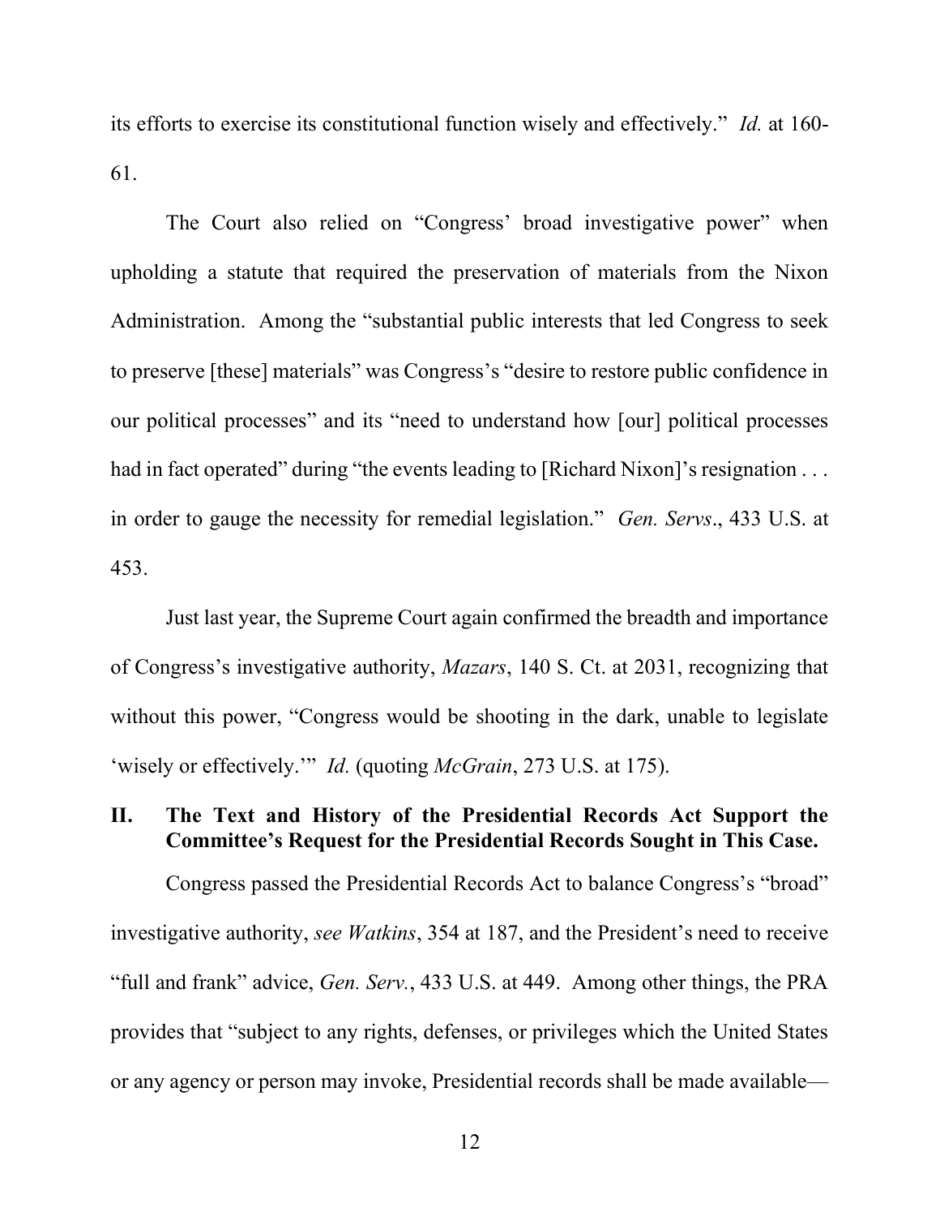its efforts to exercise its constitutional function wisely and effectively." *Id.* at 160-61.

The Court also relied on "Congress' broad investigative power" when upholding a statute that required the preservation of materials from the Nixon Administration. Among the "substantial public interests that led Congress to seek to preserve [these] materials" was Congress's "desire to restore public confidence in our political processes" and its "need to understand how [our] political processes had in fact operated" during "the events leading to [Richard Nixon]'s resignation . . . in order to gauge the necessity for remedial legislation." *Gen. Servs*., 433 U.S. at 453.

Just last year, the Supreme Court again confirmed the breadth and importance of Congress's investigative authority, *Mazars*, 140 S. Ct. at 2031, recognizing that without this power, "Congress would be shooting in the dark, unable to legislate 'wisely or effectively.'" *Id.* (quoting *McGrain*, 273 U.S. at 175).

## II. The Text and History of the Presidential Records Act Support the Committee's Request for the Presidential Records Sought in This Case.

Congress passed the Presidential Records Act to balance Congress's "broad" investigative authority, *see Watkins*, 354 at 187, and the President's need to receive "full and frank" advice, *Gen. Serv.*, 433 U.S. at 449. Among other things, the PRA provides that "subject to any rights, defenses, or privileges which the United States or any agency or person may invoke, Presidential records shall be made available—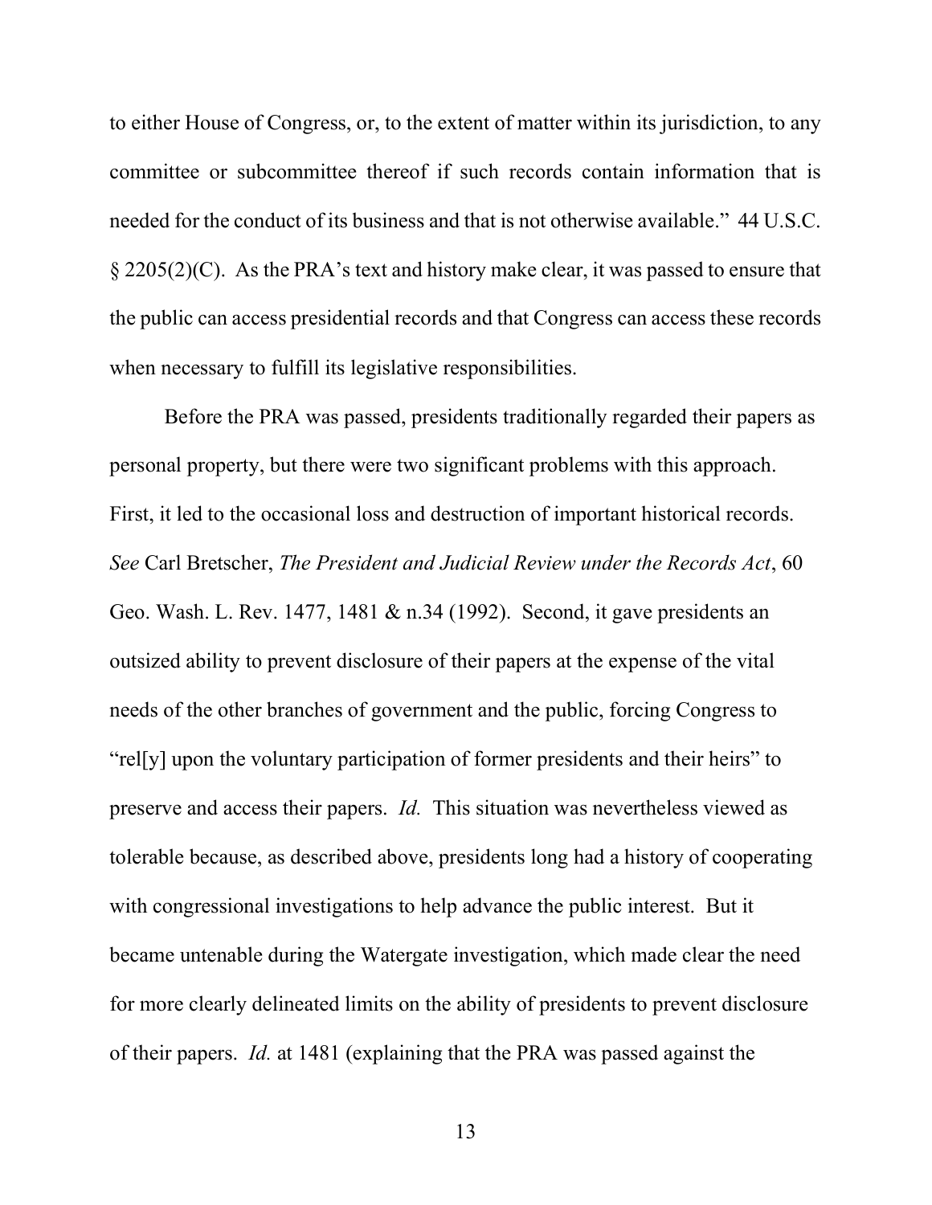to either House of Congress, or, to the extent of matter within its jurisdiction, to any committee or subcommittee thereof if such records contain information that is needed for the conduct of its business and that is not otherwise available." 44 U.S.C. § 2205(2)(C). As the PRA's text and history make clear, it was passed to ensure that the public can access presidential records and that Congress can access these records when necessary to fulfill its legislative responsibilities.

Before the PRA was passed, presidents traditionally regarded their papers as personal property, but there were two significant problems with this approach. First, it led to the occasional loss and destruction of important historical records. *See* Carl Bretscher, *The President and Judicial Review under the Records Act*, 60 Geo. Wash. L. Rev. 1477, 1481 & n.34 (1992). Second, it gave presidents an outsized ability to prevent disclosure of their papers at the expense of the vital needs of the other branches of government and the public, forcing Congress to "rel[y] upon the voluntary participation of former presidents and their heirs" to preserve and access their papers. *Id.* This situation was nevertheless viewed as tolerable because, as described above, presidents long had a history of cooperating with congressional investigations to help advance the public interest. But it became untenable during the Watergate investigation, which made clear the need for more clearly delineated limits on the ability of presidents to prevent disclosure of their papers. *Id.* at 1481 (explaining that the PRA was passed against the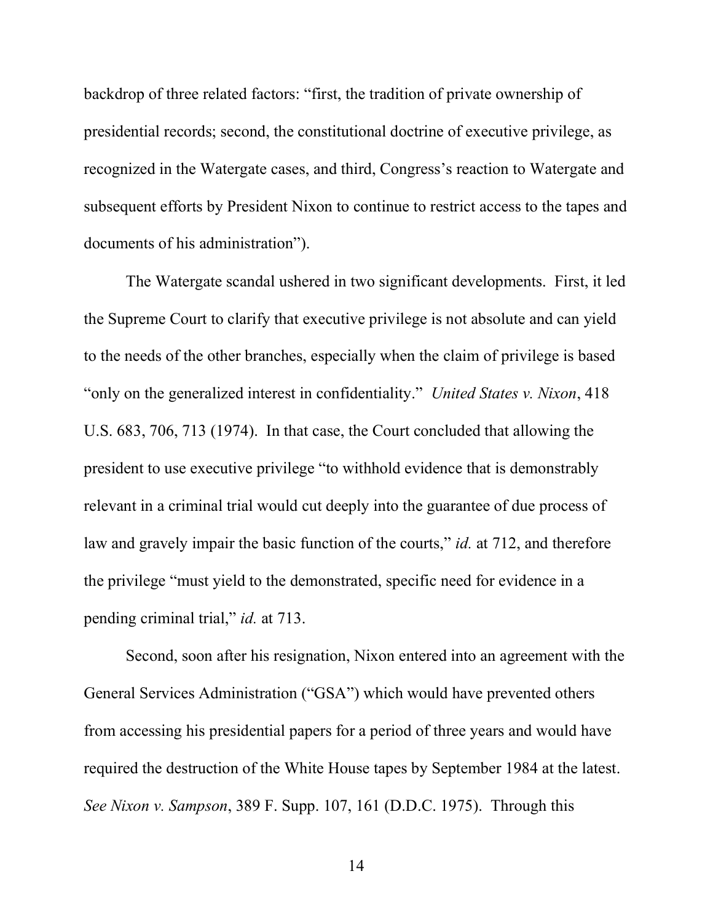backdrop of three related factors: "first, the tradition of private ownership of presidential records; second, the constitutional doctrine of executive privilege, as recognized in the Watergate cases, and third, Congress's reaction to Watergate and subsequent efforts by President Nixon to continue to restrict access to the tapes and documents of his administration").

The Watergate scandal ushered in two significant developments. First, it led the Supreme Court to clarify that executive privilege is not absolute and can yield to the needs of the other branches, especially when the claim of privilege is based "only on the generalized interest in confidentiality." *United States v. Nixon*, 418 U.S. 683, 706, 713 (1974). In that case, the Court concluded that allowing the president to use executive privilege "to withhold evidence that is demonstrably relevant in a criminal trial would cut deeply into the guarantee of due process of law and gravely impair the basic function of the courts," *id.* at 712, and therefore the privilege "must yield to the demonstrated, specific need for evidence in a pending criminal trial," *id.* at 713.

Second, soon after his resignation, Nixon entered into an agreement with the General Services Administration ("GSA") which would have prevented others from accessing his presidential papers for a period of three years and would have required the destruction of the White House tapes by September 1984 at the latest. *See Nixon v. Sampson*, 389 F. Supp. 107, 161 (D.D.C. 1975). Through this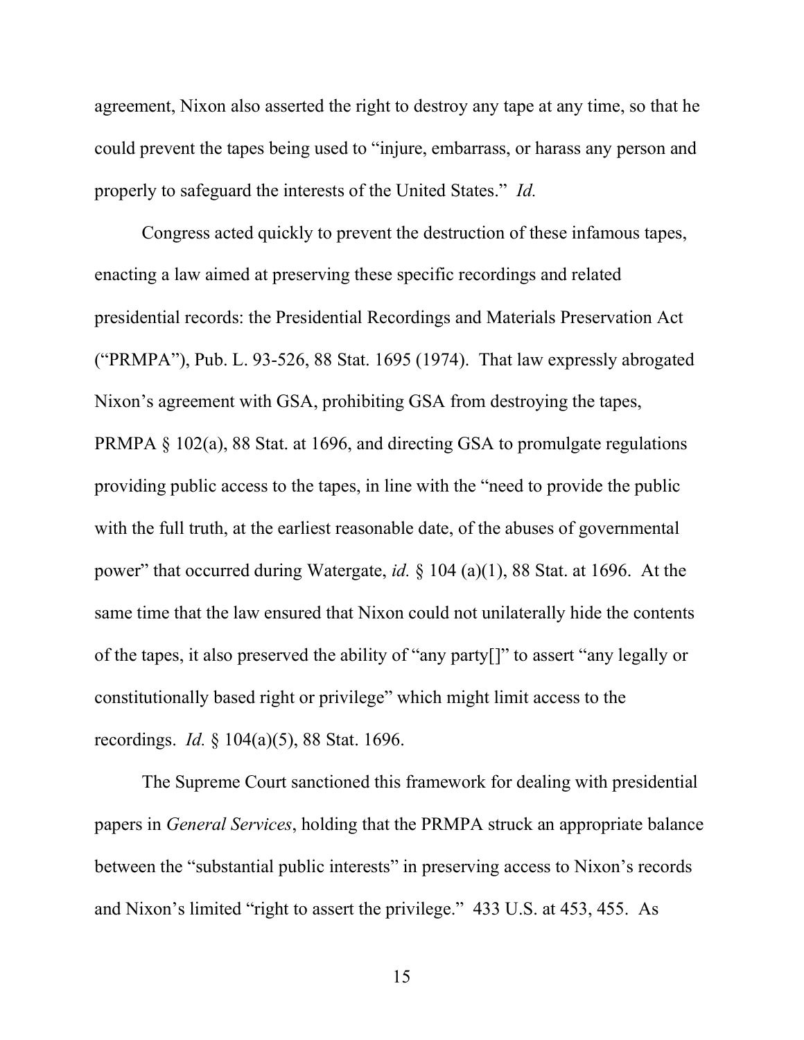agreement, Nixon also asserted the right to destroy any tape at any time, so that he could prevent the tapes being used to "injure, embarrass, or harass any person and properly to safeguard the interests of the United States." *Id.*

Congress acted quickly to prevent the destruction of these infamous tapes, enacting a law aimed at preserving these specific recordings and related presidential records: the Presidential Recordings and Materials Preservation Act ("PRMPA"), Pub. L. 93-526, 88 Stat. 1695 (1974). That law expressly abrogated Nixon's agreement with GSA, prohibiting GSA from destroying the tapes, PRMPA § 102(a), 88 Stat. at 1696, and directing GSA to promulgate regulations providing public access to the tapes, in line with the "need to provide the public with the full truth, at the earliest reasonable date, of the abuses of governmental power" that occurred during Watergate, *id.* § 104 (a)(1), 88 Stat. at 1696. At the same time that the law ensured that Nixon could not unilaterally hide the contents of the tapes, it also preserved the ability of "any party[]" to assert "any legally or constitutionally based right or privilege" which might limit access to the recordings. *Id.* § 104(a)(5), 88 Stat. 1696.

The Supreme Court sanctioned this framework for dealing with presidential papers in *General Services*, holding that the PRMPA struck an appropriate balance between the "substantial public interests" in preserving access to Nixon's records and Nixon's limited "right to assert the privilege." 433 U.S. at 453, 455. As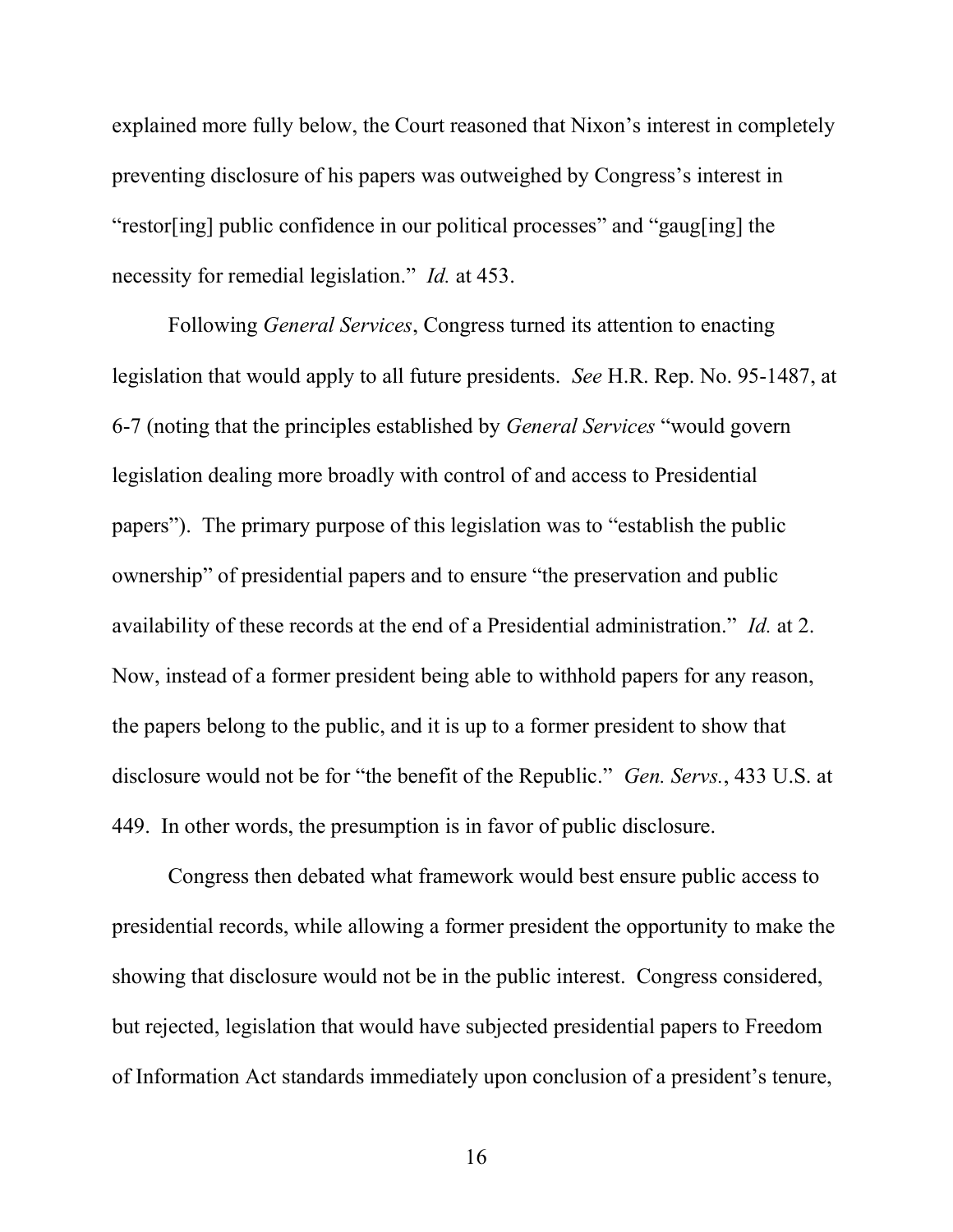explained more fully below, the Court reasoned that Nixon's interest in completely preventing disclosure of his papers was outweighed by Congress's interest in "restor[ing] public confidence in our political processes" and "gaug[ing] the necessity for remedial legislation." *Id.* at 453.

Following *General Services*, Congress turned its attention to enacting legislation that would apply to all future presidents. *See* H.R. Rep. No. 95-1487, at 6-7 (noting that the principles established by *General Services* "would govern legislation dealing more broadly with control of and access to Presidential papers"). The primary purpose of this legislation was to "establish the public ownership" of presidential papers and to ensure "the preservation and public availability of these records at the end of a Presidential administration." *Id.* at 2. Now, instead of a former president being able to withhold papers for any reason, the papers belong to the public, and it is up to a former president to show that disclosure would not be for "the benefit of the Republic." *Gen. Servs.*, 433 U.S. at 449. In other words, the presumption is in favor of public disclosure.

Congress then debated what framework would best ensure public access to presidential records, while allowing a former president the opportunity to make the showing that disclosure would not be in the public interest. Congress considered, but rejected, legislation that would have subjected presidential papers to Freedom of Information Act standards immediately upon conclusion of a president's tenure,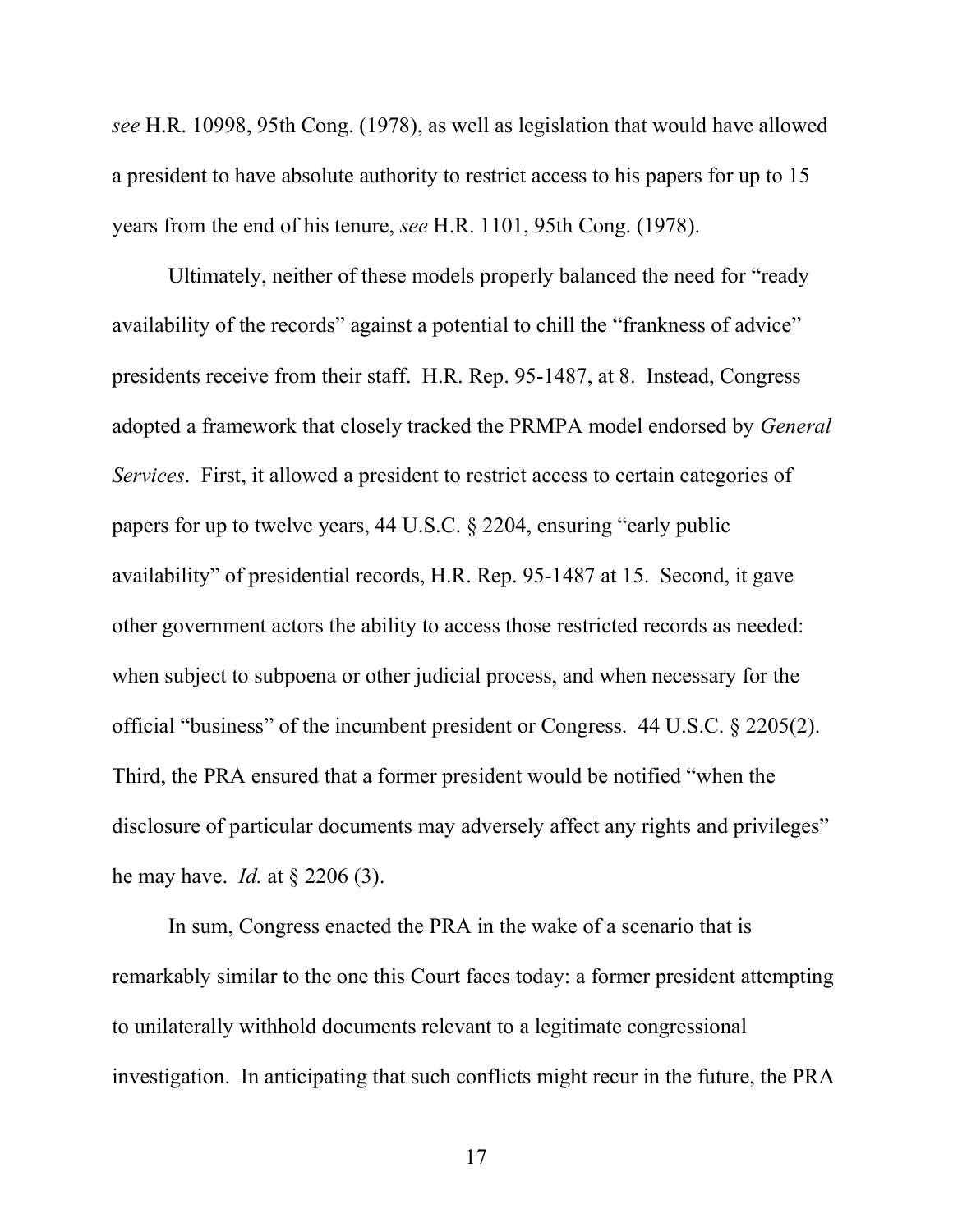*see* H.R. 10998, 95th Cong. (1978), as well as legislation that would have allowed a president to have absolute authority to restrict access to his papers for up to 15 years from the end of his tenure, *see* H.R. 1101, 95th Cong. (1978).

Ultimately, neither of these models properly balanced the need for "ready availability of the records" against a potential to chill the "frankness of advice" presidents receive from their staff. H.R. Rep. 95-1487, at 8. Instead, Congress adopted a framework that closely tracked the PRMPA model endorsed by *General Services*. First, it allowed a president to restrict access to certain categories of papers for up to twelve years, 44 U.S.C. § 2204, ensuring "early public availability" of presidential records, H.R. Rep. 95-1487 at 15. Second, it gave other government actors the ability to access those restricted records as needed: when subject to subpoena or other judicial process, and when necessary for the official "business" of the incumbent president or Congress. 44 U.S.C. § 2205(2). Third, the PRA ensured that a former president would be notified "when the disclosure of particular documents may adversely affect any rights and privileges" he may have. *Id.* at § 2206 (3).

In sum, Congress enacted the PRA in the wake of a scenario that is remarkably similar to the one this Court faces today: a former president attempting to unilaterally withhold documents relevant to a legitimate congressional investigation. In anticipating that such conflicts might recur in the future, the PRA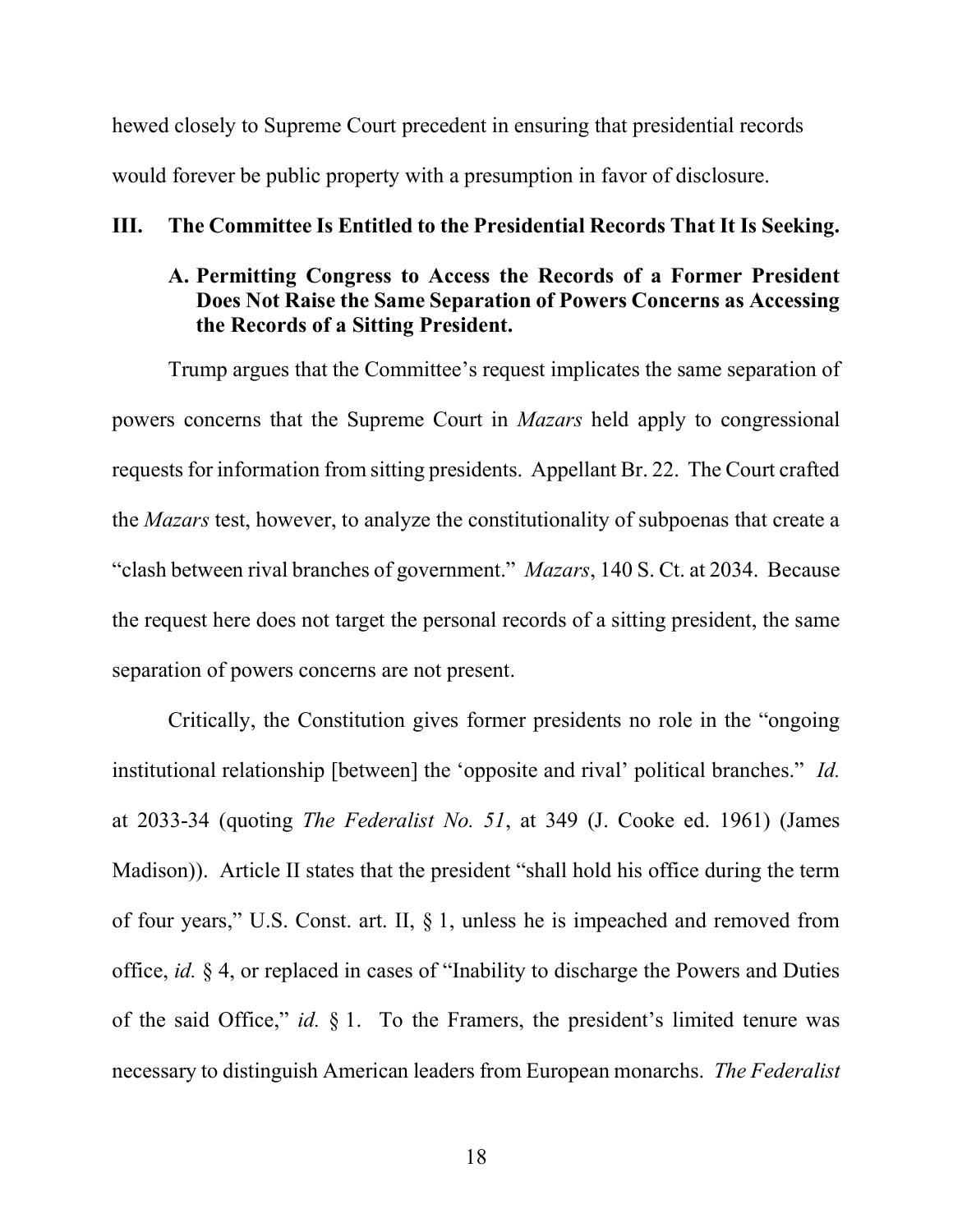hewed closely to Supreme Court precedent in ensuring that presidential records would forever be public property with a presumption in favor of disclosure.

## III. The Committee Is Entitled to the Presidential Records That It Is Seeking.

### A. Permitting Congress to Access the Records of a Former President Does Not Raise the Same Separation of Powers Concerns as Accessing the Records of a Sitting President.

Trump argues that the Committee's request implicates the same separation of powers concerns that the Supreme Court in *Mazars* held apply to congressional requests for information from sitting presidents. Appellant Br. 22. The Court crafted the *Mazars* test, however, to analyze the constitutionality of subpoenas that create a "clash between rival branches of government." *Mazars*, 140 S. Ct. at 2034. Because the request here does not target the personal records of a sitting president, the same separation of powers concerns are not present.

Critically, the Constitution gives former presidents no role in the "ongoing institutional relationship [between] the 'opposite and rival' political branches." *Id.* at 2033-34 (quoting *The Federalist No. 51*, at 349 (J. Cooke ed. 1961) (James Madison)). Article II states that the president "shall hold his office during the term of four years," U.S. Const. art. II, § 1, unless he is impeached and removed from office, *id.* § 4, or replaced in cases of "Inability to discharge the Powers and Duties of the said Office," *id.* § 1. To the Framers, the president's limited tenure was necessary to distinguish American leaders from European monarchs. *The Federalist*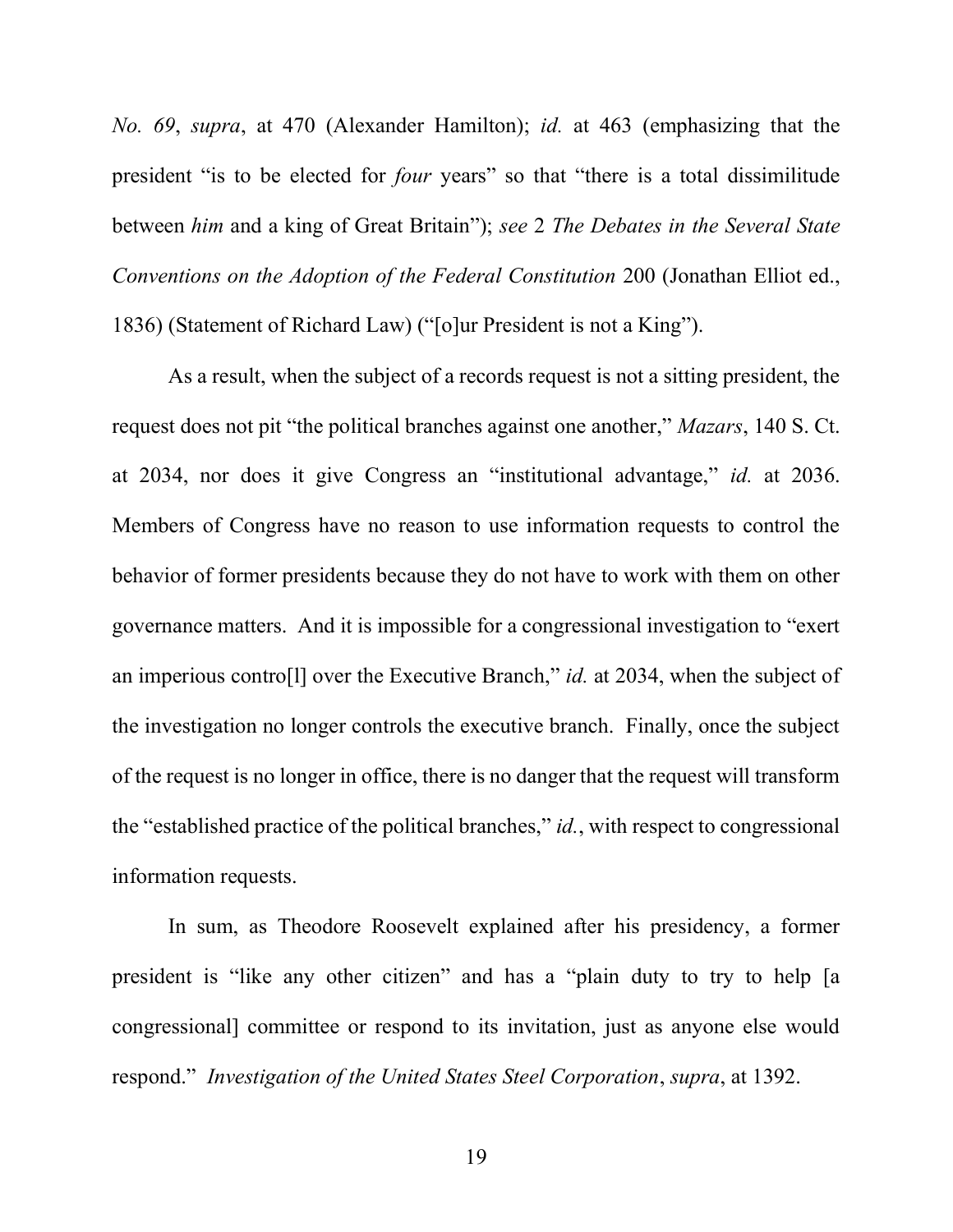*No. 69*, *supra*, at 470 (Alexander Hamilton); *id.* at 463 (emphasizing that the president "is to be elected for *four* years" so that "there is a total dissimilitude between *him* and a king of Great Britain"); *see* 2 *The Debates in the Several State Conventions on the Adoption of the Federal Constitution* 200 (Jonathan Elliot ed., 1836) (Statement of Richard Law) ("[o]ur President is not a King").

As a result, when the subject of a records request is not a sitting president, the request does not pit "the political branches against one another," *Mazars*, 140 S. Ct. at 2034, nor does it give Congress an "institutional advantage," *id.* at 2036. Members of Congress have no reason to use information requests to control the behavior of former presidents because they do not have to work with them on other governance matters. And it is impossible for a congressional investigation to "exert an imperious contro[l] over the Executive Branch," *id.* at 2034, when the subject of the investigation no longer controls the executive branch. Finally, once the subject of the request is no longer in office, there is no danger that the request will transform the "established practice of the political branches," *id.*, with respect to congressional information requests.

In sum, as Theodore Roosevelt explained after his presidency, a former president is "like any other citizen" and has a "plain duty to try to help [a congressional] committee or respond to its invitation, just as anyone else would respond." *Investigation of the United States Steel Corporation*, *supra*, at 1392.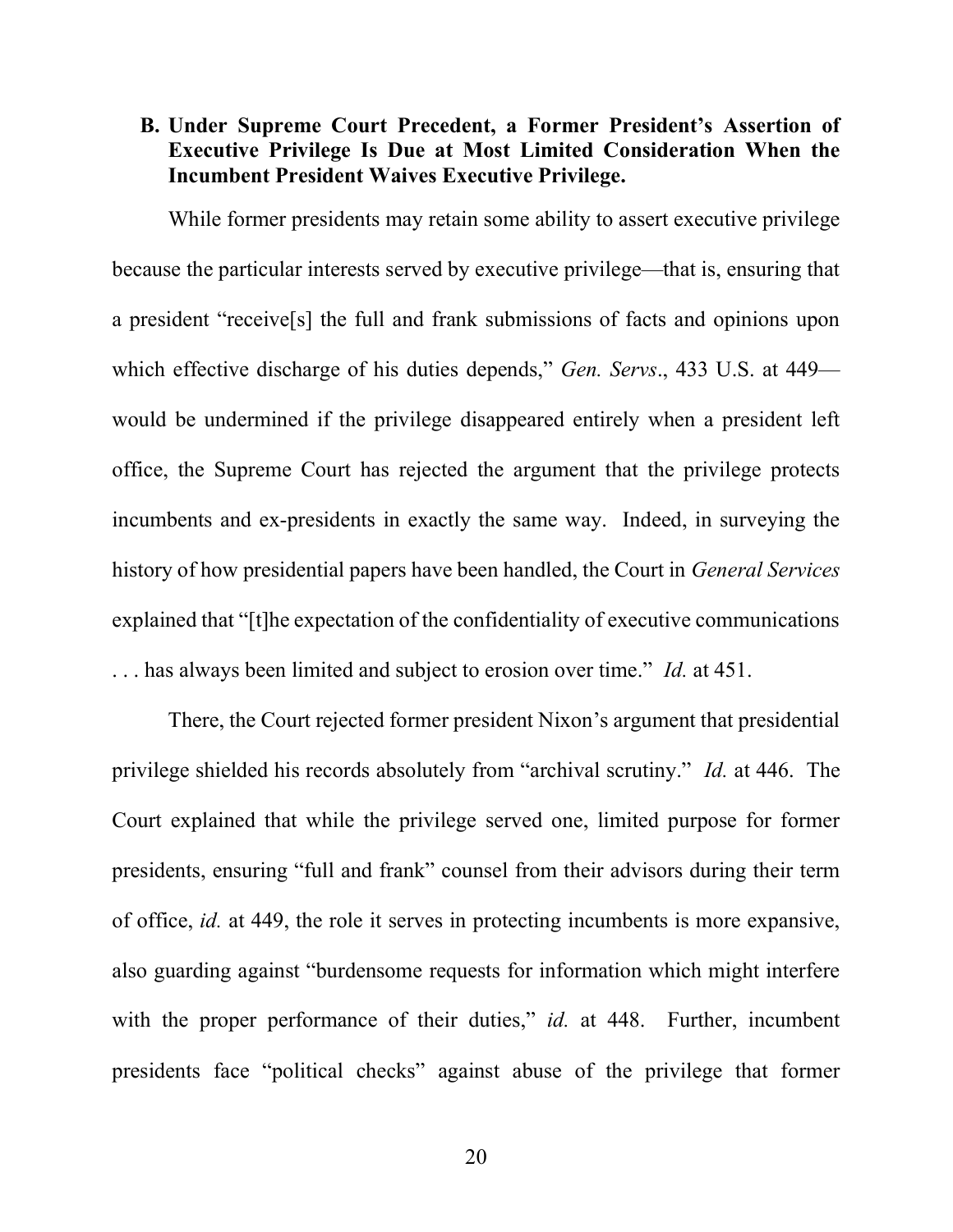### B. Under Supreme Court Precedent, a Former President's Assertion of Executive Privilege Is Due at Most Limited Consideration When the Incumbent President Waives Executive Privilege.

While former presidents may retain some ability to assert executive privilege because the particular interests served by executive privilege—that is, ensuring that a president "receive[s] the full and frank submissions of facts and opinions upon which effective discharge of his duties depends," *Gen. Servs*., 433 U.S. at 449—would be undermined if the privilege disappeared entirely when a president left office, the Supreme Court has rejected the argument that the privilege protects incumbents and ex-presidents in exactly the same way. Indeed, in surveying the history of how presidential papers have been handled, the Court in *General Services* explained that "[t]he expectation of the confidentiality of executive communications . . . has always been limited and subject to erosion over time." *Id.* at 451.

There, the Court rejected former president Nixon's argument that presidential privilege shielded his records absolutely from "archival scrutiny." *Id.* at 446. The Court explained that while the privilege served one, limited purpose for former presidents, ensuring "full and frank" counsel from their advisors during their term of office, *id.* at 449, the role it serves in protecting incumbents is more expansive, also guarding against "burdensome requests for information which might interfere with the proper performance of their duties," *id.* at 448. Further, incumbent presidents face "political checks" against abuse of the privilege that former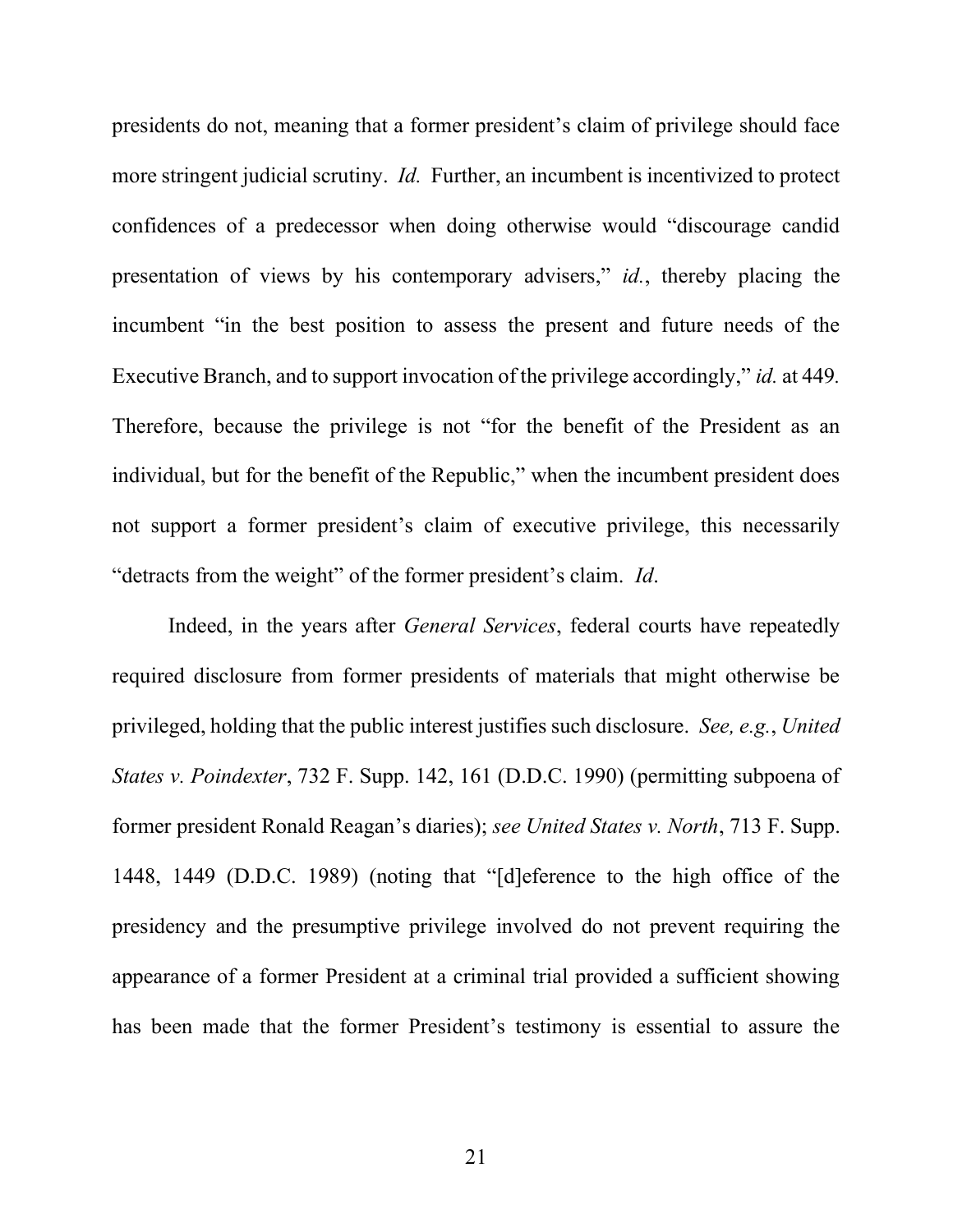presidents do not, meaning that a former president's claim of privilege should face more stringent judicial scrutiny. *Id.* Further, an incumbent is incentivized to protect confidences of a predecessor when doing otherwise would "discourage candid presentation of views by his contemporary advisers," *id.*, thereby placing the incumbent "in the best position to assess the present and future needs of the Executive Branch, and to support invocation of the privilege accordingly," *id.* at 449. Therefore, because the privilege is not "for the benefit of the President as an individual, but for the benefit of the Republic," when the incumbent president does not support a former president's claim of executive privilege, this necessarily "detracts from the weight" of the former president's claim. *Id*.

Indeed, in the years after *General Services*, federal courts have repeatedly required disclosure from former presidents of materials that might otherwise be privileged, holding that the public interest justifies such disclosure. *See, e.g.*, *United States v. Poindexter*, 732 F. Supp. 142, 161 (D.D.C. 1990) (permitting subpoena of former president Ronald Reagan's diaries); *see United States v. North*, 713 F. Supp. 1448, 1449 (D.D.C. 1989) (noting that "[d]eference to the high office of the presidency and the presumptive privilege involved do not prevent requiring the appearance of a former President at a criminal trial provided a sufficient showing has been made that the former President's testimony is essential to assure the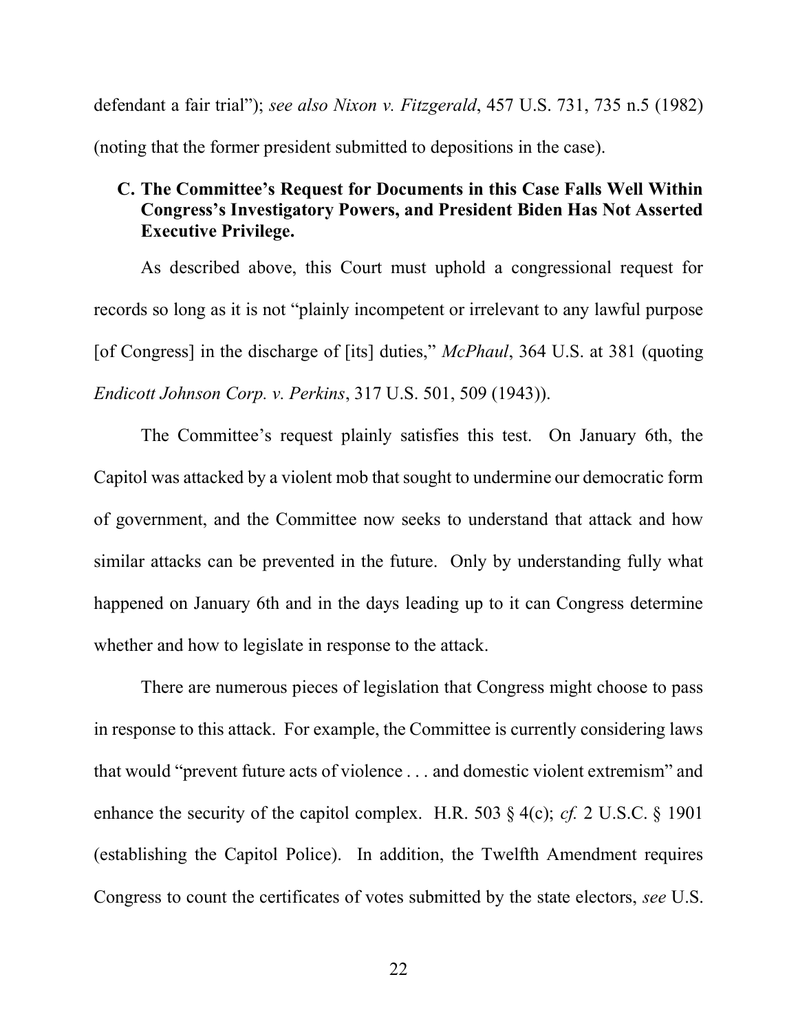defendant a fair trial"); *see also Nixon v. Fitzgerald*, 457 U.S. 731, 735 n.5 (1982) (noting that the former president submitted to depositions in the case).

### C. The Committee's Request for Documents in this Case Falls Well Within Congress's Investigatory Powers, and President Biden Has Not Asserted Executive Privilege.

As described above, this Court must uphold a congressional request for records so long as it is not "plainly incompetent or irrelevant to any lawful purpose [of Congress] in the discharge of [its] duties," *McPhaul*, 364 U.S. at 381 (quoting *Endicott Johnson Corp. v. Perkins*, 317 U.S. 501, 509 (1943)).

The Committee's request plainly satisfies this test. On January 6th, the Capitol was attacked by a violent mob that sought to undermine our democratic form of government, and the Committee now seeks to understand that attack and how similar attacks can be prevented in the future. Only by understanding fully what happened on January 6th and in the days leading up to it can Congress determine whether and how to legislate in response to the attack.

There are numerous pieces of legislation that Congress might choose to pass in response to this attack. For example, the Committee is currently considering laws that would "prevent future acts of violence . . . and domestic violent extremism" and enhance the security of the capitol complex. H.R. 503 § 4(c); *cf.* 2 U.S.C. § 1901 (establishing the Capitol Police). In addition, the Twelfth Amendment requires Congress to count the certificates of votes submitted by the state electors, *see* U.S.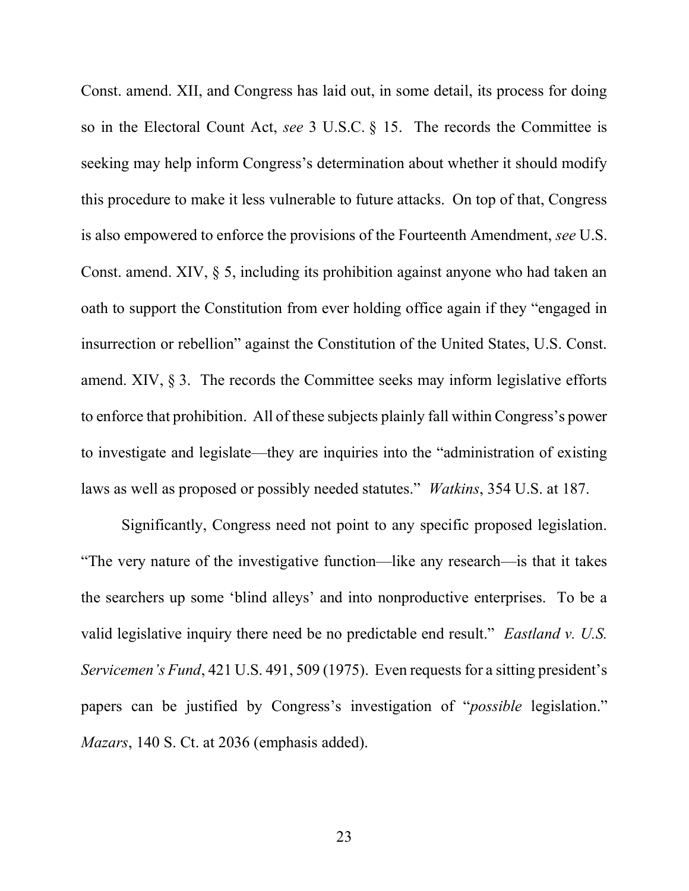Const. amend. XII, and Congress has laid out, in some detail, its process for doing so in the Electoral Count Act, *see* 3 U.S.C. § 15. The records the Committee is seeking may help inform Congress's determination about whether it should modify this procedure to make it less vulnerable to future attacks. On top of that, Congress is also empowered to enforce the provisions of the Fourteenth Amendment, *see* U.S. Const. amend. XIV, § 5, including its prohibition against anyone who had taken an oath to support the Constitution from ever holding office again if they "engaged in insurrection or rebellion" against the Constitution of the United States, U.S. Const. amend. XIV, § 3. The records the Committee seeks may inform legislative efforts to enforce that prohibition. All of these subjects plainly fall within Congress's power to investigate and legislate—they are inquiries into the "administration of existing laws as well as proposed or possibly needed statutes." *Watkins*, 354 U.S. at 187.

Significantly, Congress need not point to any specific proposed legislation. "The very nature of the investigative function—like any research—is that it takes the searchers up some 'blind alleys' and into nonproductive enterprises. To be a valid legislative inquiry there need be no predictable end result." *Eastland v. U.S. Servicemen's Fund*, 421 U.S. 491, 509 (1975). Even requests for a sitting president's papers can be justified by Congress's investigation of "*possible* legislation." *Mazars*, 140 S. Ct. at 2036 (emphasis added).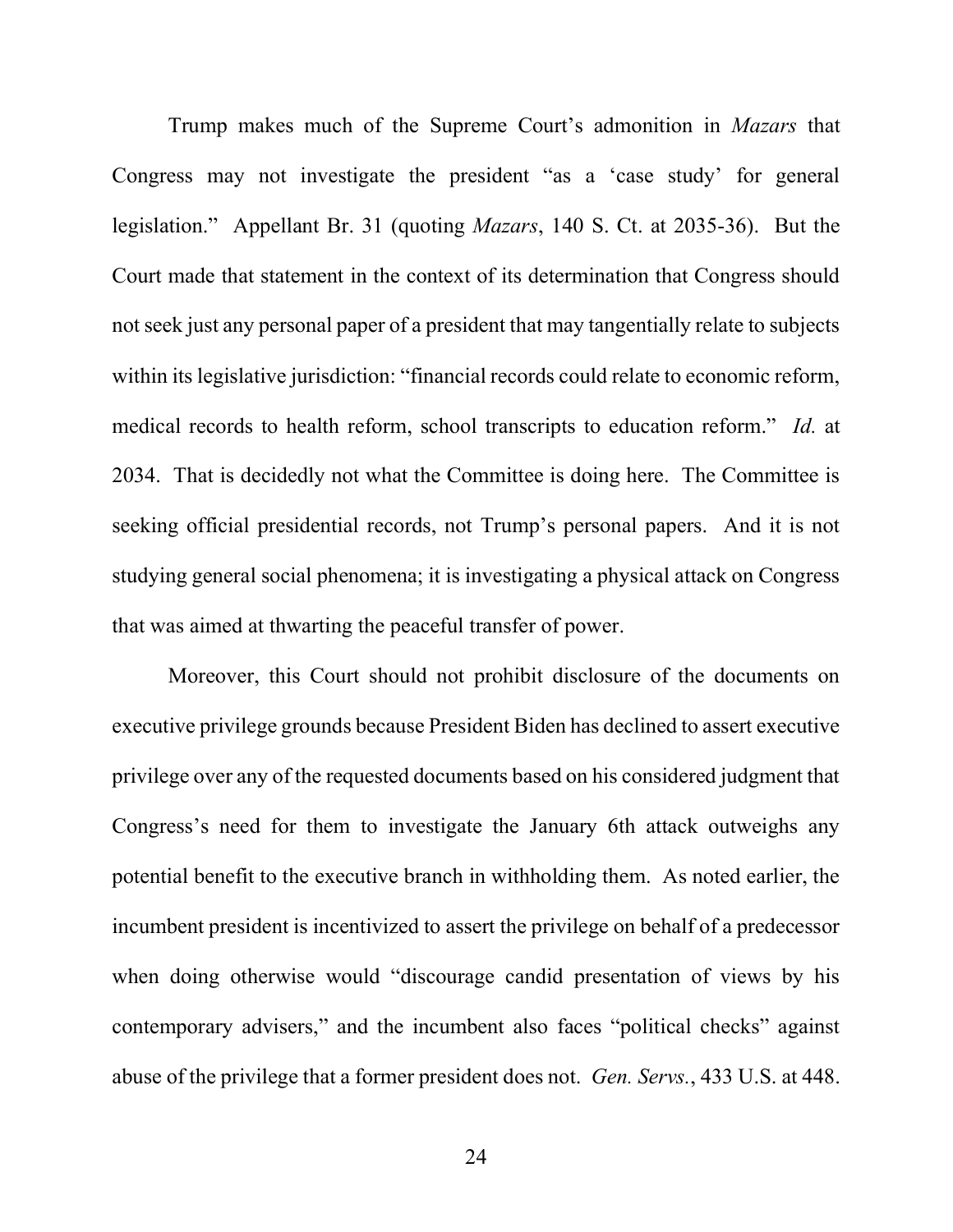Trump makes much of the Supreme Court's admonition in *Mazars* that Congress may not investigate the president "as a 'case study' for general legislation." Appellant Br. 31 (quoting *Mazars*, 140 S. Ct. at 2035-36). But the Court made that statement in the context of its determination that Congress should not seek just any personal paper of a president that may tangentially relate to subjects within its legislative jurisdiction: "financial records could relate to economic reform, medical records to health reform, school transcripts to education reform." *Id.* at 2034. That is decidedly not what the Committee is doing here. The Committee is seeking official presidential records, not Trump's personal papers. And it is not studying general social phenomena; it is investigating a physical attack on Congress that was aimed at thwarting the peaceful transfer of power.

Moreover, this Court should not prohibit disclosure of the documents on executive privilege grounds because President Biden has declined to assert executive privilege over any of the requested documents based on his considered judgment that Congress's need for them to investigate the January 6th attack outweighs any potential benefit to the executive branch in withholding them. As noted earlier, the incumbent president is incentivized to assert the privilege on behalf of a predecessor when doing otherwise would "discourage candid presentation of views by his contemporary advisers," and the incumbent also faces "political checks" against abuse of the privilege that a former president does not. *Gen. Servs.*, 433 U.S. at 448.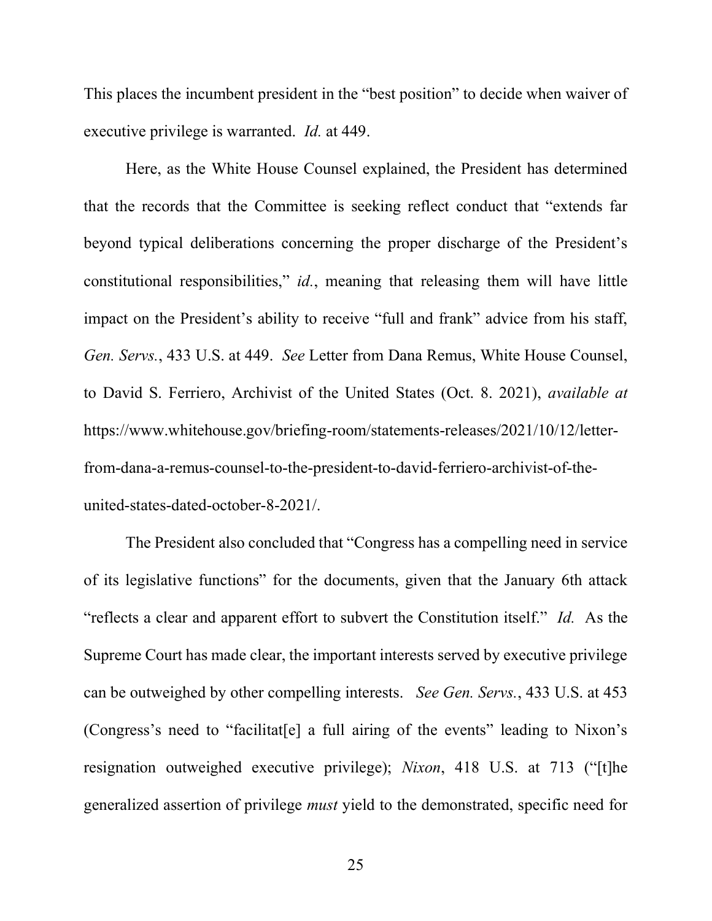This places the incumbent president in the "best position" to decide when waiver of executive privilege is warranted. *Id.* at 449.

Here, as the White House Counsel explained, the President has determined that the records that the Committee is seeking reflect conduct that "extends far beyond typical deliberations concerning the proper discharge of the President's constitutional responsibilities," *id.*, meaning that releasing them will have little impact on the President's ability to receive "full and frank" advice from his staff, *Gen. Servs.*, 433 U.S. at 449. *See* Letter from Dana Remus, White House Counsel, to David S. Ferriero, Archivist of the United States (Oct. 8. 2021), *available at* https://www.whitehouse.gov/briefing-room/statements-releases/2021/10/12/letter-from-dana-a-remus-counsel-to-the-president-to-david-ferriero-archivist-of-the-united-states-dated-october-8-2021/.

The President also concluded that "Congress has a compelling need in service of its legislative functions" for the documents, given that the January 6th attack "reflects a clear and apparent effort to subvert the Constitution itself." *Id.* As the Supreme Court has made clear, the important interests served by executive privilege can be outweighed by other compelling interests. *See Gen. Servs.*, 433 U.S. at 453 (Congress's need to "facilitat[e] a full airing of the events" leading to Nixon's resignation outweighed executive privilege); *Nixon*, 418 U.S. at 713 ("[t]he generalized assertion of privilege *must* yield to the demonstrated, specific need for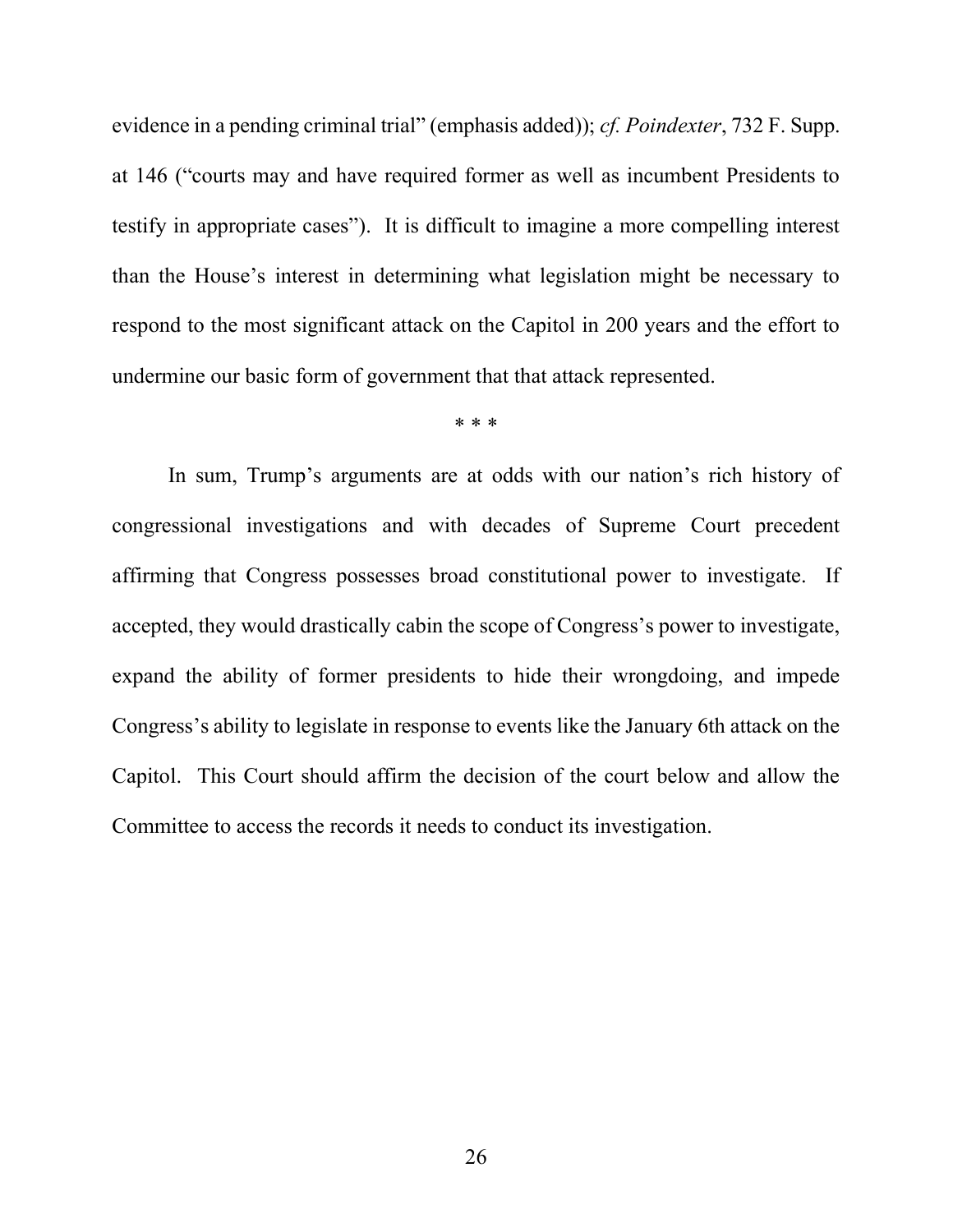evidence in a pending criminal trial" (emphasis added)); *cf. Poindexter*, 732 F. Supp. at 146 ("courts may and have required former as well as incumbent Presidents to testify in appropriate cases"). It is difficult to imagine a more compelling interest than the House's interest in determining what legislation might be necessary to respond to the most significant attack on the Capitol in 200 years and the effort to undermine our basic form of government that that attack represented.

\* \* \*

In sum, Trump's arguments are at odds with our nation's rich history of congressional investigations and with decades of Supreme Court precedent affirming that Congress possesses broad constitutional power to investigate. If accepted, they would drastically cabin the scope of Congress's power to investigate, expand the ability of former presidents to hide their wrongdoing, and impede Congress's ability to legislate in response to events like the January 6th attack on the Capitol. This Court should affirm the decision of the court below and allow the Committee to access the records it needs to conduct its investigation.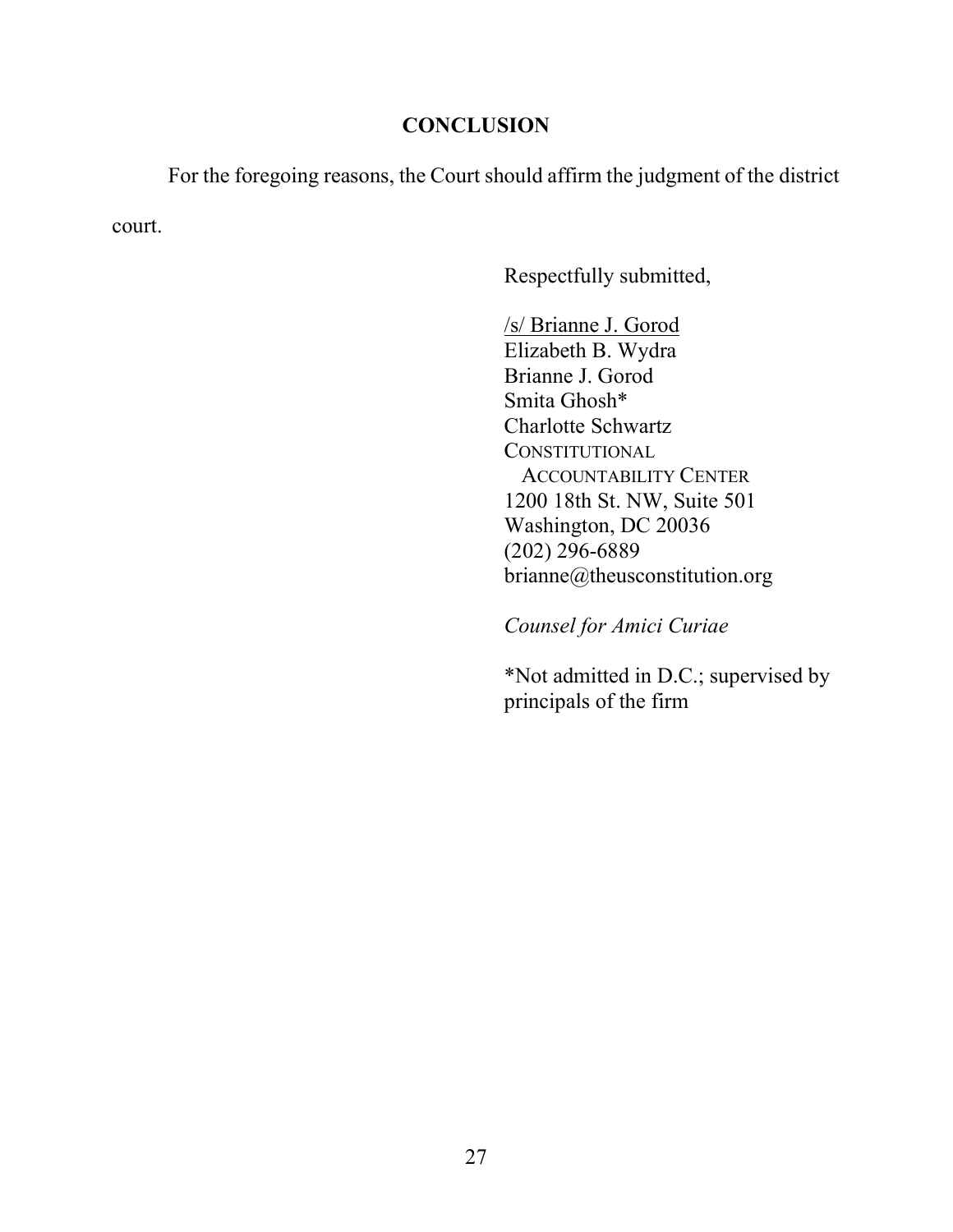## CONCLUSION

For the foregoing reasons, the Court should affirm the judgment of the district court.

Respectfully submitted,

/s/ Brianne J. Gorod  
Elizabeth B. Wydra  
Brianne J. Gorod  
Smita Ghosh*  
Charlotte Schwartz  
CONSTITUTIONAL ACCOUNTABILITY CENTER  
1200 18th St. NW, Suite 501  
Washington, DC 20036  
(202) 296-6889  
brianne@theusconstitution.org

*Counsel for Amici Curiae*

*Not admitted in D.C.; supervised by principals of the firm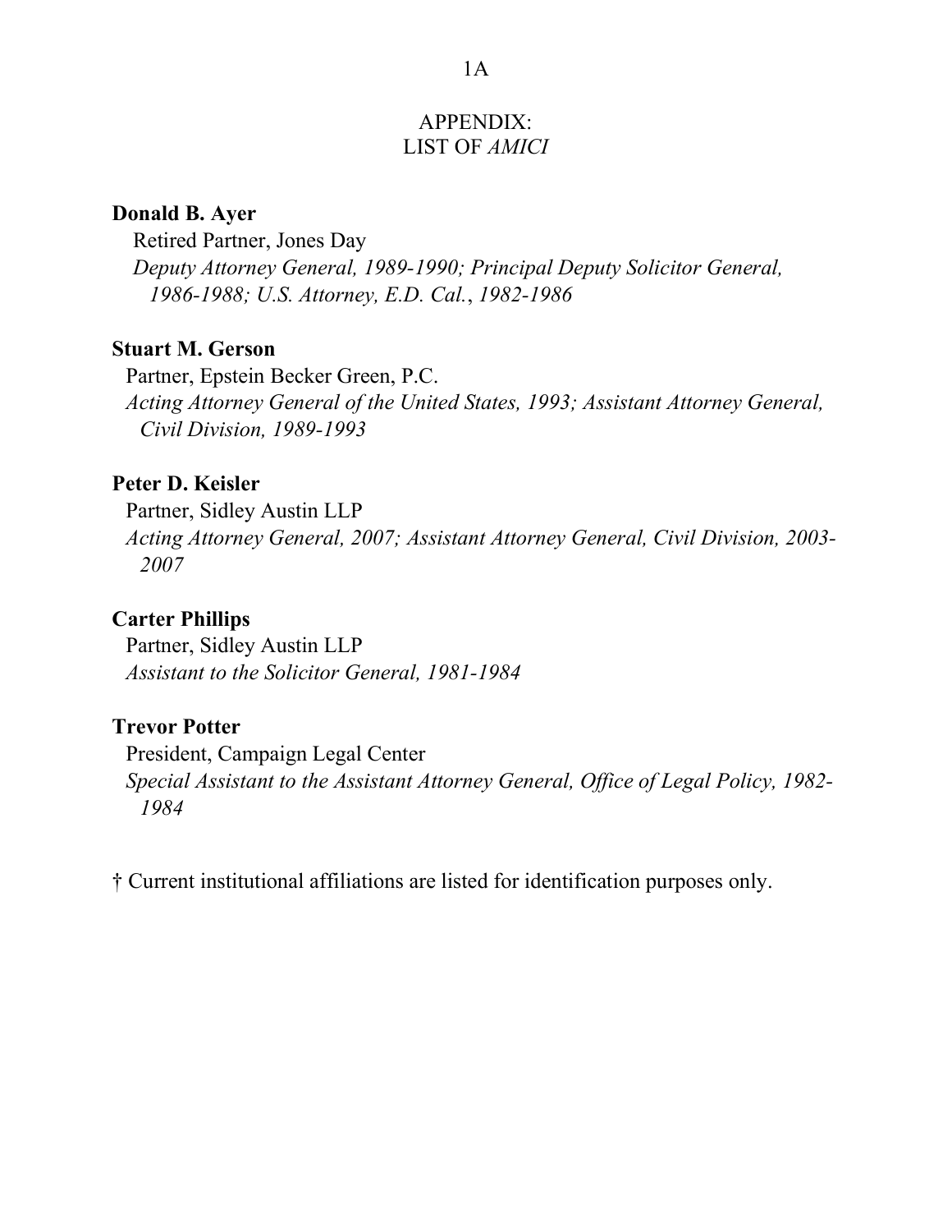# APPENDIX:
# LIST OF *AMICI*

**Donald B. Ayer**
Retired Partner, Jones Day
*Deputy Attorney General, 1989-1990; Principal Deputy Solicitor General, 1986-1988; U.S. Attorney, E.D. Cal.*, *1982-1986*

**Stuart M. Gerson**
Partner, Epstein Becker Green, P.C.
*Acting Attorney General of the United States, 1993; Assistant Attorney General, Civil Division, 1989-1993*

**Peter D. Keisler**
Partner, Sidley Austin LLP
*Acting Attorney General, 2007; Assistant Attorney General, Civil Division, 2003-2007*

**Carter Phillips**
Partner, Sidley Austin LLP
*Assistant to the Solicitor General, 1981-1984*

**Trevor Potter**
President, Campaign Legal Center
*Special Assistant to the Assistant Attorney General, Office of Legal Policy, 1982-1984*

† Current institutional affiliations are listed for identification purposes only.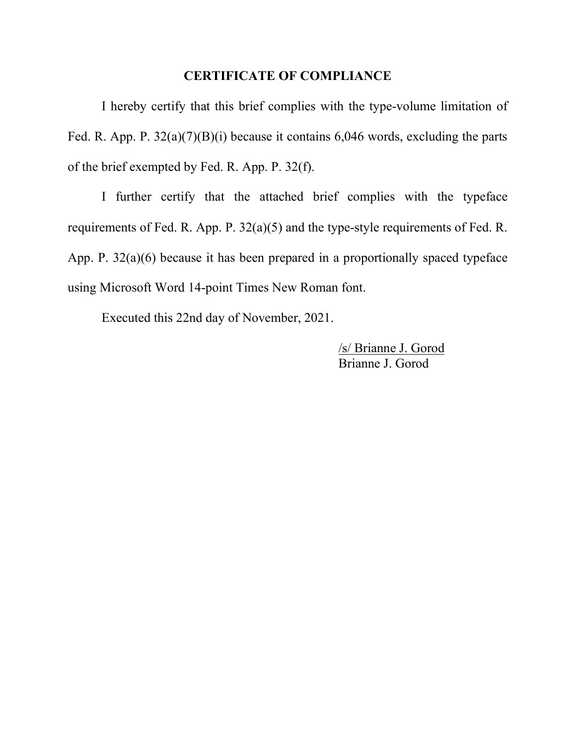## CERTIFICATE OF COMPLIANCE

I hereby certify that this brief complies with the type-volume limitation of Fed. R. App. P. 32(a)(7)(B)(i) because it contains 6,046 words, excluding the parts of the brief exempted by Fed. R. App. P. 32(f).

I further certify that the attached brief complies with the typeface requirements of Fed. R. App. P. 32(a)(5) and the type-style requirements of Fed. R. App. P. 32(a)(6) because it has been prepared in a proportionally spaced typeface using Microsoft Word 14-point Times New Roman font.

Executed this 22nd day of November, 2021.

/s/ Brianne J. Gorod
Brianne J. Gorod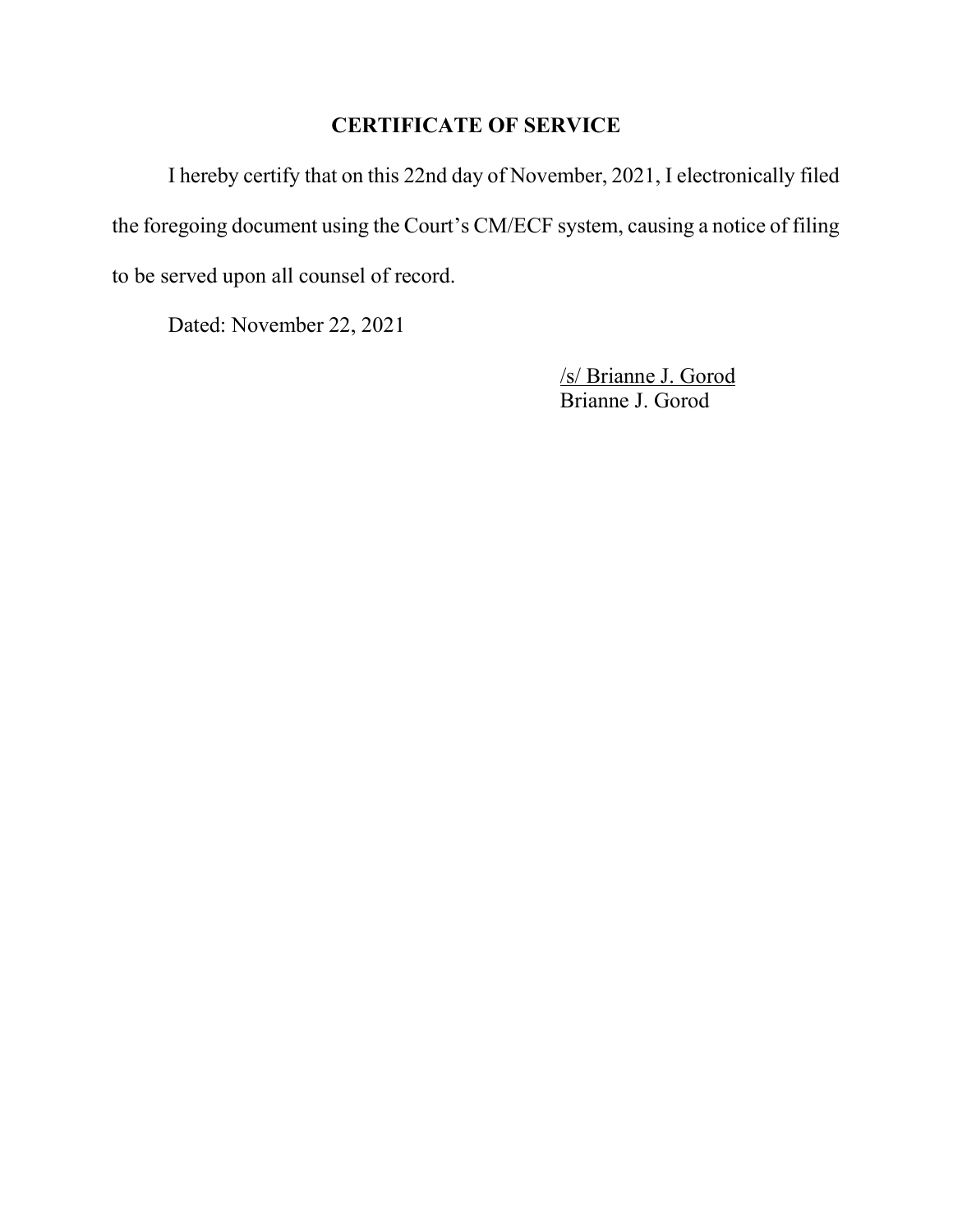## CERTIFICATE OF SERVICE

I hereby certify that on this 22nd day of November, 2021, I electronically filed the foregoing document using the Court's CM/ECF system, causing a notice of filing to be served upon all counsel of record.

Dated: November 22, 2021

/s/ Brianne J. Gorod
Brianne J. Gorod